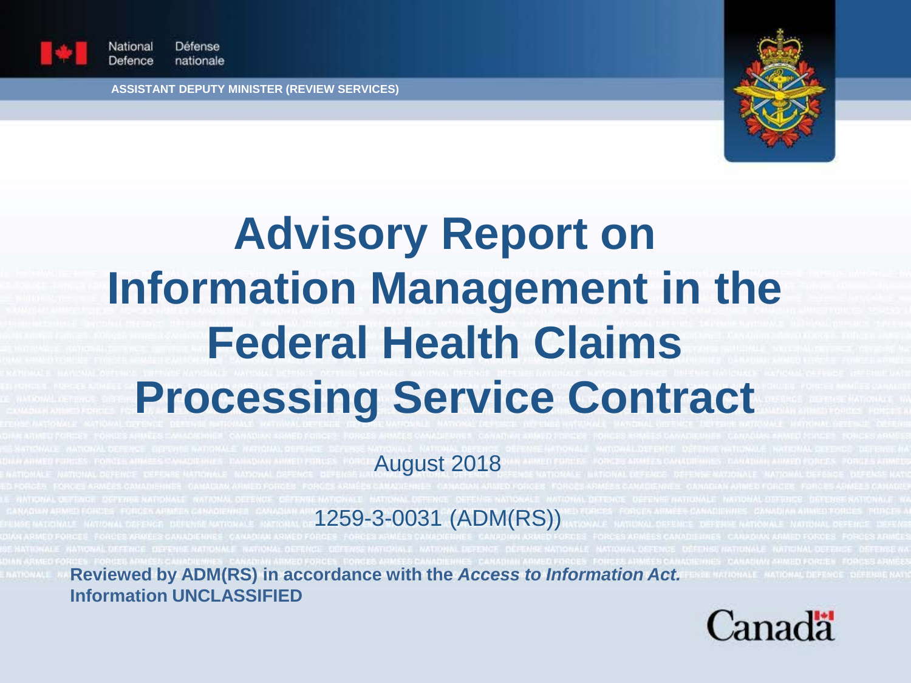National Defence / Défense nationale

ASSISTANT DEPUTY MINISTER (REVIEW SERVICES)

# Advisory Report on Information Management in the Federal Health Claims Processing Service Contract

August 2018

1259-3-0031 (ADM(RS))

**Reviewed by ADM(RS) in accordance with the *Access to Information Act.***
**Information UNCLASSIFIED**

Canada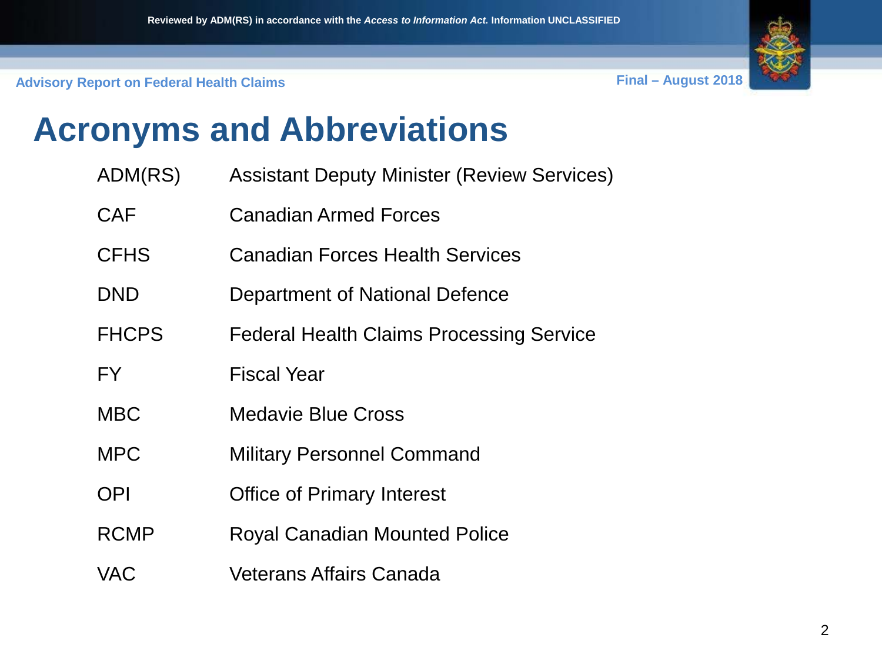# Acronyms and Abbreviations

| | |
|---|---|
| ADM(RS) | Assistant Deputy Minister (Review Services) |
| CAF | Canadian Armed Forces |
| CFHS | Canadian Forces Health Services |
| DND | Department of National Defence |
| FHCPS | Federal Health Claims Processing Service |
| FY | Fiscal Year |
| MBC | Medavie Blue Cross |
| MPC | Military Personnel Command |
| OPI | Office of Primary Interest |
| RCMP | Royal Canadian Mounted Police |
| VAC | Veterans Affairs Canada |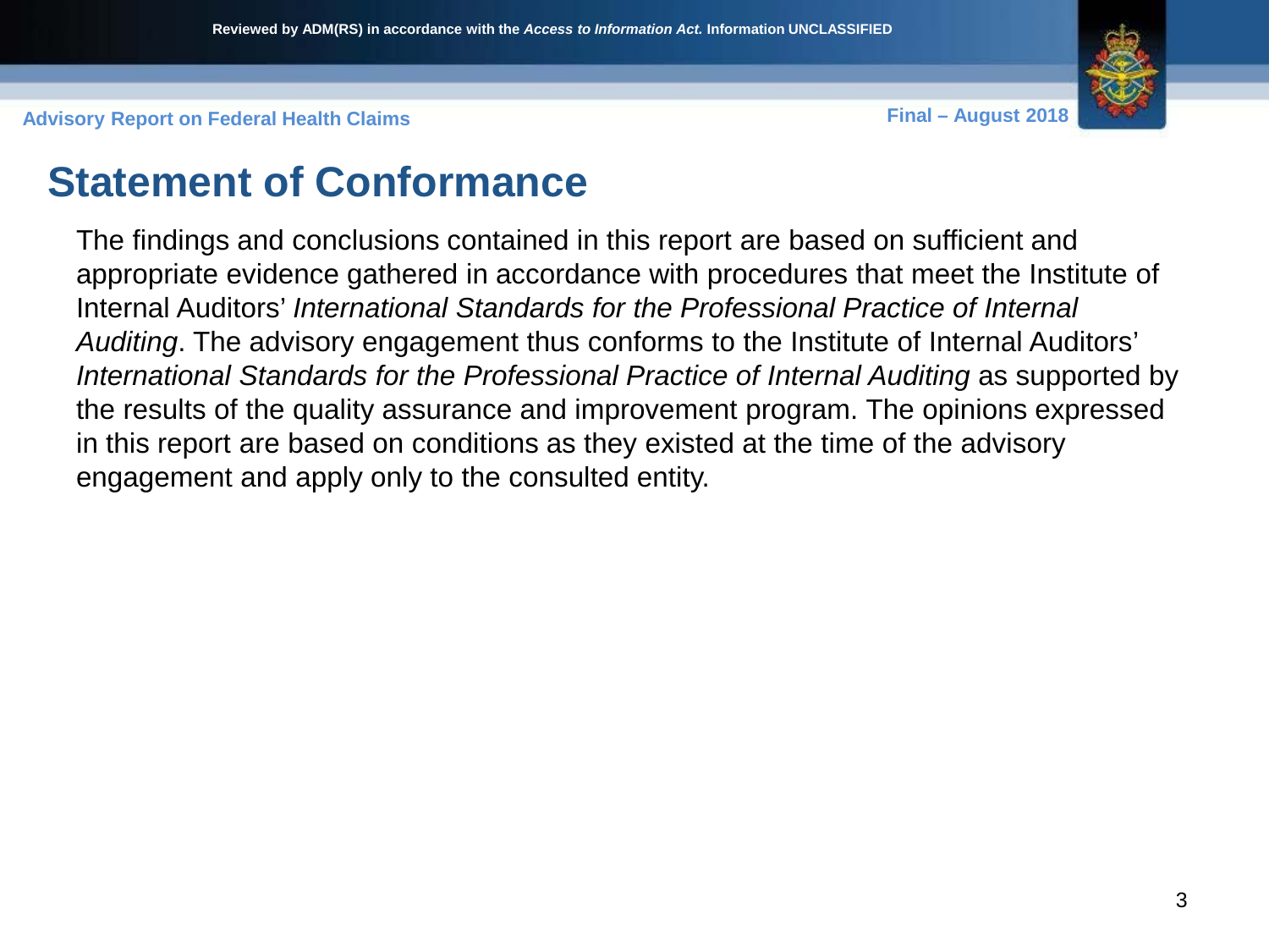# Statement of Conformance

The findings and conclusions contained in this report are based on sufficient and appropriate evidence gathered in accordance with procedures that meet the Institute of Internal Auditors' *International Standards for the Professional Practice of Internal Auditing*. The advisory engagement thus conforms to the Institute of Internal Auditors' *International Standards for the Professional Practice of Internal Auditing* as supported by the results of the quality assurance and improvement program. The opinions expressed in this report are based on conditions as they existed at the time of the advisory engagement and apply only to the consulted entity.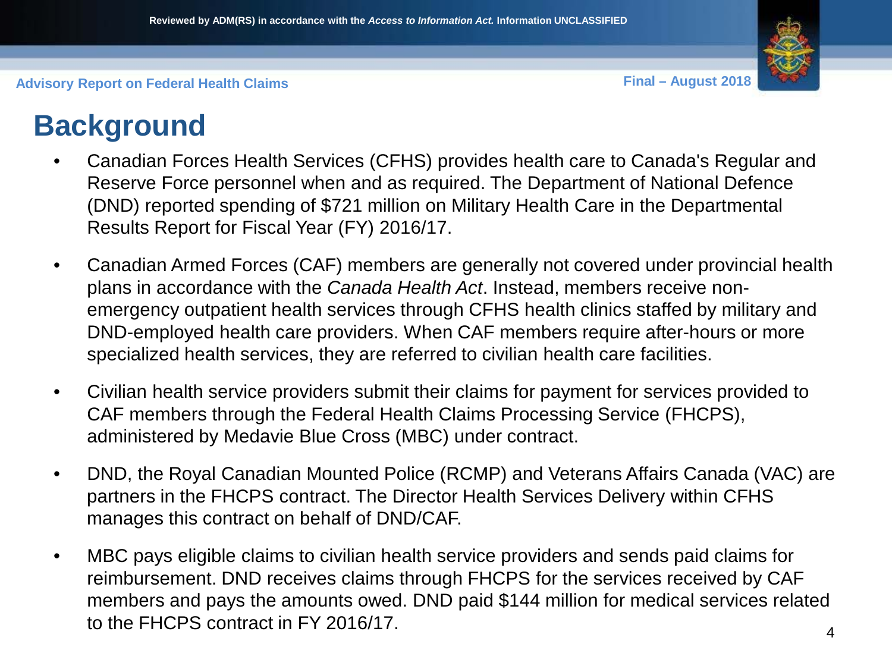# Background

- Canadian Forces Health Services (CFHS) provides health care to Canada's Regular and Reserve Force personnel when and as required. The Department of National Defence (DND) reported spending of $721 million on Military Health Care in the Departmental Results Report for Fiscal Year (FY) 2016/17.
- Canadian Armed Forces (CAF) members are generally not covered under provincial health plans in accordance with the *Canada Health Act*. Instead, members receive non-emergency outpatient health services through CFHS health clinics staffed by military and DND-employed health care providers. When CAF members require after-hours or more specialized health services, they are referred to civilian health care facilities.
- Civilian health service providers submit their claims for payment for services provided to CAF members through the Federal Health Claims Processing Service (FHCPS), administered by Medavie Blue Cross (MBC) under contract.
- DND, the Royal Canadian Mounted Police (RCMP) and Veterans Affairs Canada (VAC) are partners in the FHCPS contract. The Director Health Services Delivery within CFHS manages this contract on behalf of DND/CAF.
- MBC pays eligible claims to civilian health service providers and sends paid claims for reimbursement. DND receives claims through FHCPS for the services received by CAF members and pays the amounts owed. DND paid $144 million for medical services related to the FHCPS contract in FY 2016/17.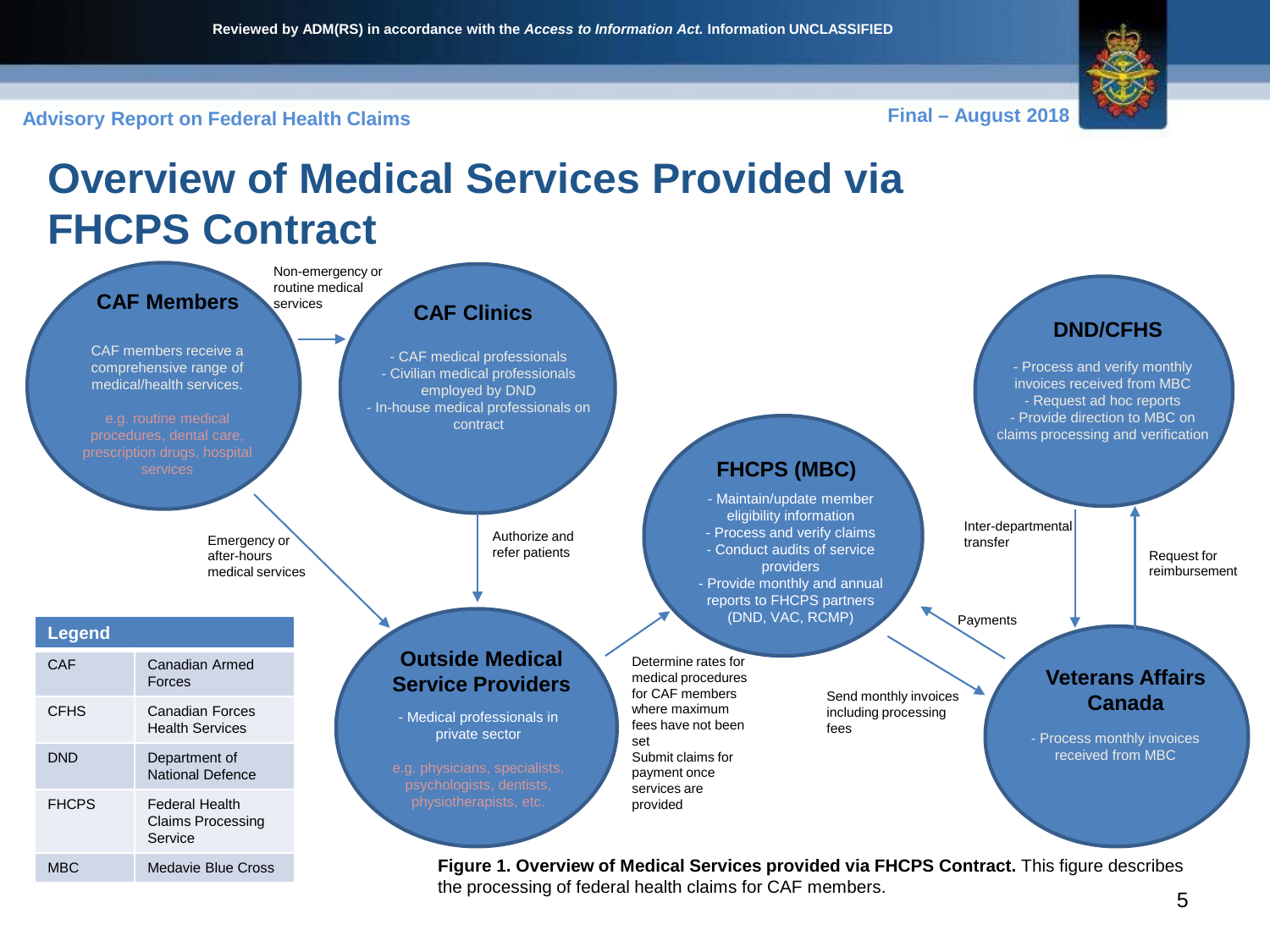# Overview of Medical Services Provided via FHCPS Contract

**CAF Members**

CAF members receive a comprehensive range of medical/health services.

e.g. routine medical procedures, dental care, prescription drugs, hospital services

Non-emergency or routine medical services

**CAF Clinics**

- CAF medical professionals
- Civilian medical professionals employed by DND
- In-house medical professionals on contract

Emergency or after-hours medical services

Authorize and refer patients

**Outside Medical Service Providers**

- Medical professionals in private sector

e.g. physicians, specialists, psychologists, dentists, physiotherapists, etc.

Determine rates for medical procedures for CAF members where maximum fees have not been set
Submit claims for payment once services are provided

**FHCPS (MBC)**

- Maintain/update member eligibility information
- Process and verify claims
- Conduct audits of service providers
- Provide monthly and annual reports to FHCPS partners (DND, VAC, RCMP)

Send monthly invoices including processing fees

Payments

**Veterans Affairs Canada**

- Process monthly invoices received from MBC

Inter-departmental transfer

Request for reimbursement

**DND/CFHS**

- Process and verify monthly invoices received from MBC
- Request ad hoc reports
- Provide direction to MBC on claims processing and verification

| Legend | |
|---|---|
| CAF | Canadian Armed Forces |
| CFHS | Canadian Forces Health Services |
| DND | Department of National Defence |
| FHCPS | Federal Health Claims Processing Service |
| MBC | Medavie Blue Cross |

**Figure 1. Overview of Medical Services provided via FHCPS Contract.** This figure describes the processing of federal health claims for CAF members.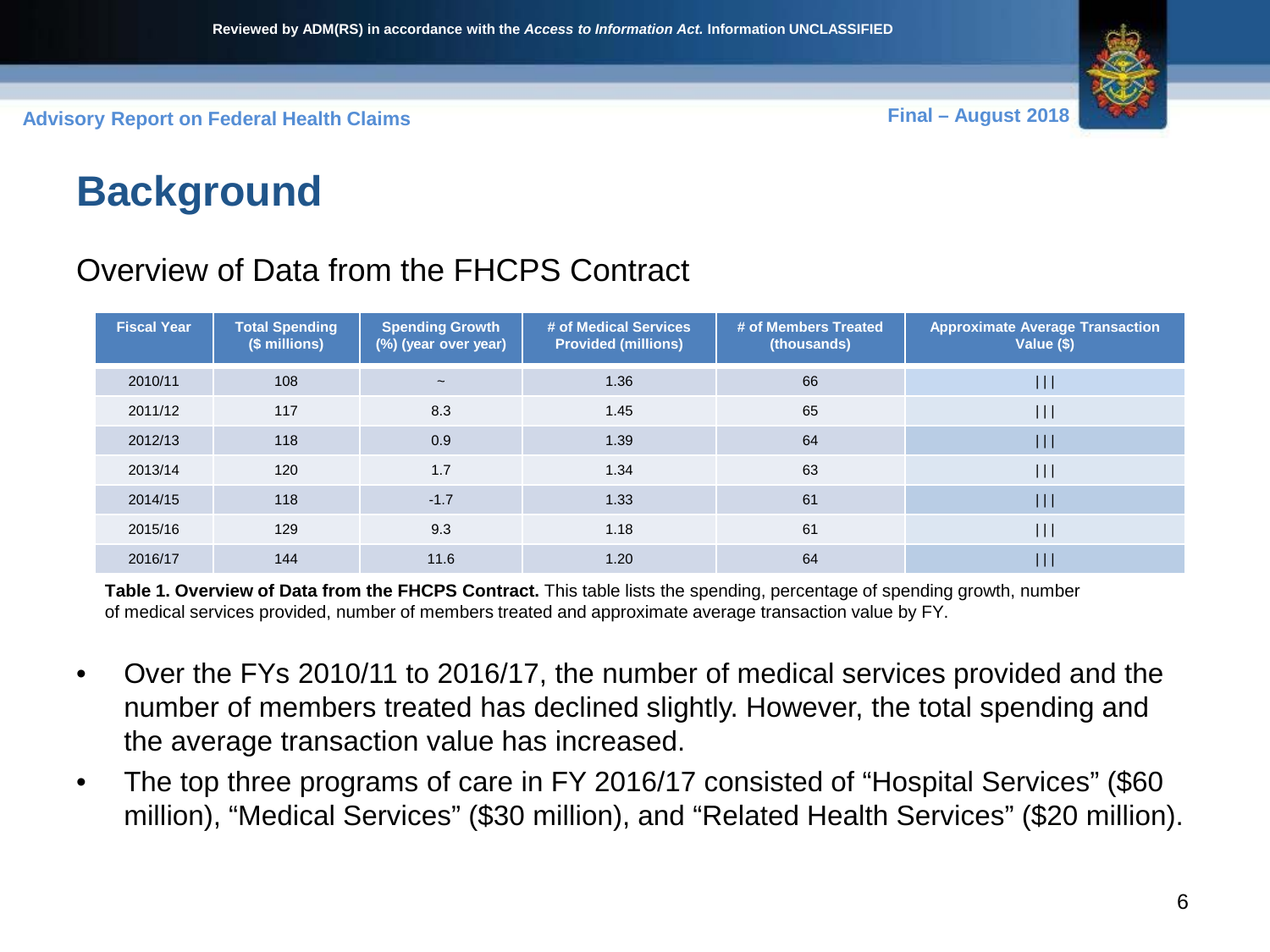# Background

## Overview of Data from the FHCPS Contract

| Fiscal Year | Total Spending ($ millions) | Spending Growth (%) (year over year) | # of Medical Services Provided (millions) | # of Members Treated (thousands) | Approximate Average Transaction Value ($) |
|---|---|---|---|---|---|
| 2010/11 | 108 | ~ | 1.36 | 66 | \|\|\| |
| 2011/12 | 117 | 8.3 | 1.45 | 65 | \|\|\| |
| 2012/13 | 118 | 0.9 | 1.39 | 64 | \|\|\| |
| 2013/14 | 120 | 1.7 | 1.34 | 63 | \|\|\| |
| 2014/15 | 118 | -1.7 | 1.33 | 61 | \|\|\| |
| 2015/16 | 129 | 9.3 | 1.18 | 61 | \|\|\| |
| 2016/17 | 144 | 11.6 | 1.20 | 64 | \|\|\| |

**Table 1. Overview of Data from the FHCPS Contract.** This table lists the spending, percentage of spending growth, number of medical services provided, number of members treated and approximate average transaction value by FY.

- Over the FYs 2010/11 to 2016/17, the number of medical services provided and the number of members treated has declined slightly. However, the total spending and the average transaction value has increased.
- The top three programs of care in FY 2016/17 consisted of "Hospital Services" ($60 million), "Medical Services" ($30 million), and "Related Health Services" ($20 million).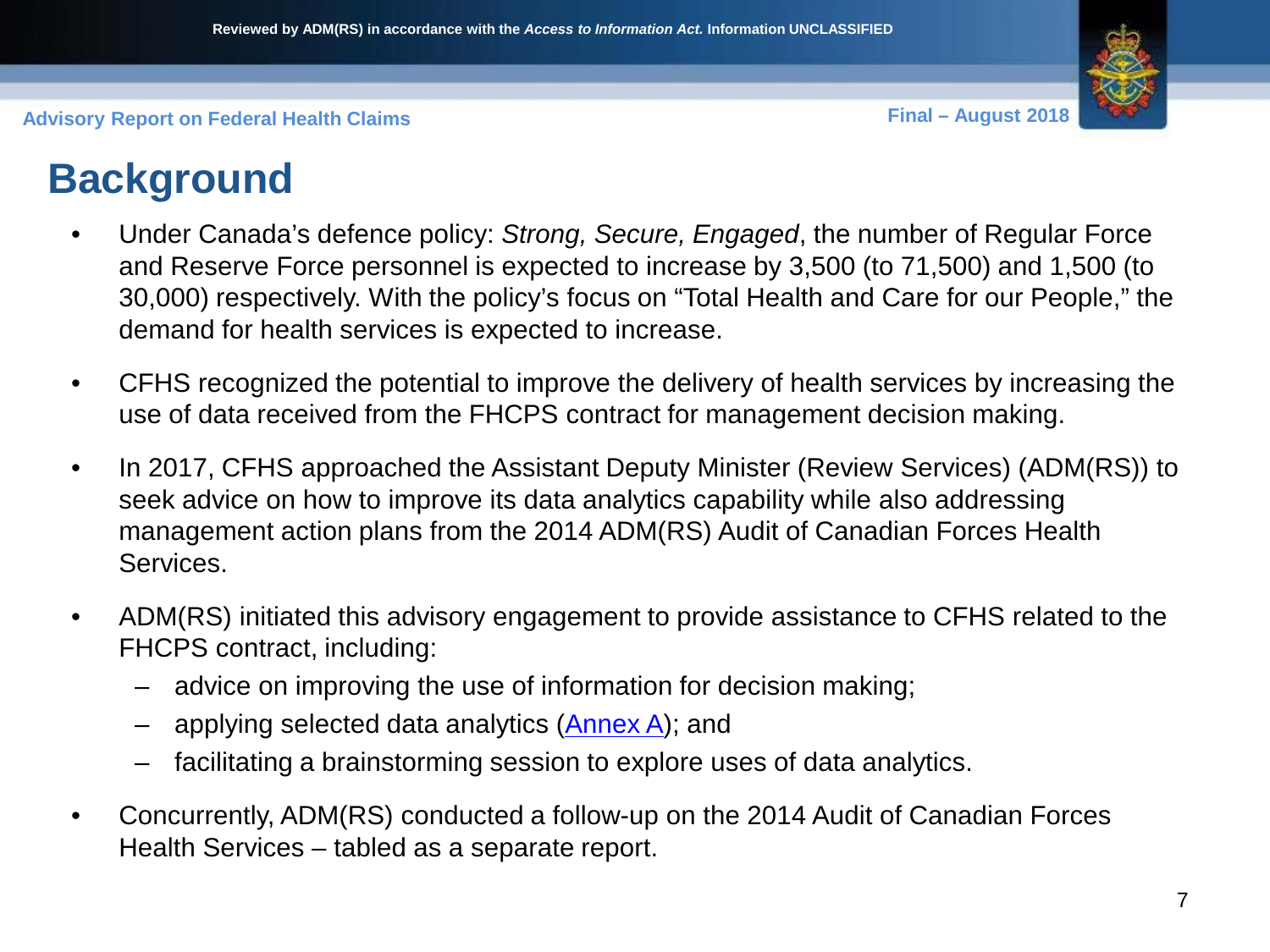# Background

- Under Canada's defence policy: *Strong, Secure, Engaged*, the number of Regular Force and Reserve Force personnel is expected to increase by 3,500 (to 71,500) and 1,500 (to 30,000) respectively. With the policy's focus on "Total Health and Care for our People," the demand for health services is expected to increase.
- CFHS recognized the potential to improve the delivery of health services by increasing the use of data received from the FHCPS contract for management decision making.
- In 2017, CFHS approached the Assistant Deputy Minister (Review Services) (ADM(RS)) to seek advice on how to improve its data analytics capability while also addressing management action plans from the 2014 ADM(RS) Audit of Canadian Forces Health Services.
- ADM(RS) initiated this advisory engagement to provide assistance to CFHS related to the FHCPS contract, including:
  - advice on improving the use of information for decision making;
  - applying selected data analytics (Annex A); and
  - facilitating a brainstorming session to explore uses of data analytics.
- Concurrently, ADM(RS) conducted a follow-up on the 2014 Audit of Canadian Forces Health Services – tabled as a separate report.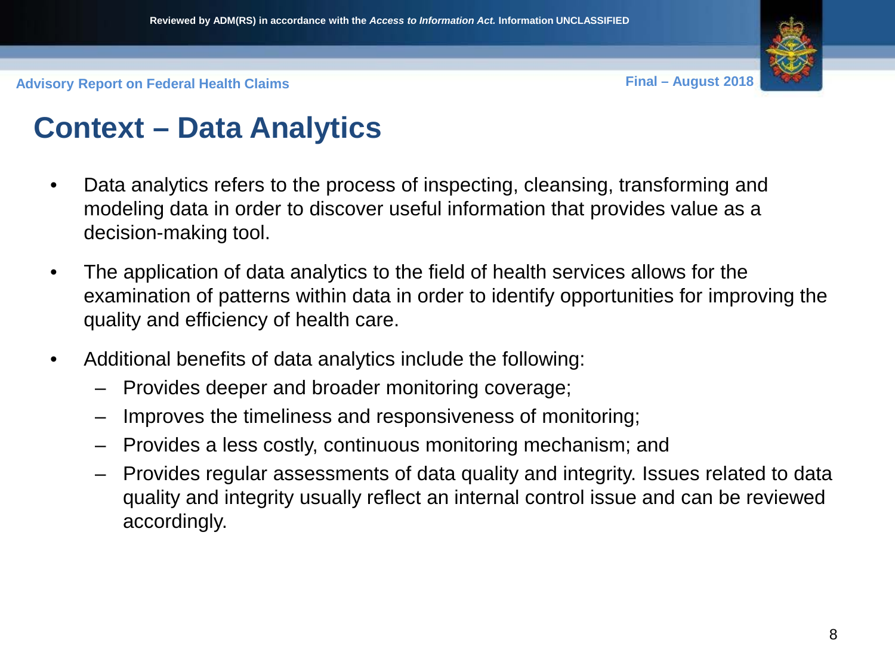# Context – Data Analytics

- Data analytics refers to the process of inspecting, cleansing, transforming and modeling data in order to discover useful information that provides value as a decision-making tool.
- The application of data analytics to the field of health services allows for the examination of patterns within data in order to identify opportunities for improving the quality and efficiency of health care.
- Additional benefits of data analytics include the following:
  - Provides deeper and broader monitoring coverage;
  - Improves the timeliness and responsiveness of monitoring;
  - Provides a less costly, continuous monitoring mechanism; and
  - Provides regular assessments of data quality and integrity. Issues related to data quality and integrity usually reflect an internal control issue and can be reviewed accordingly.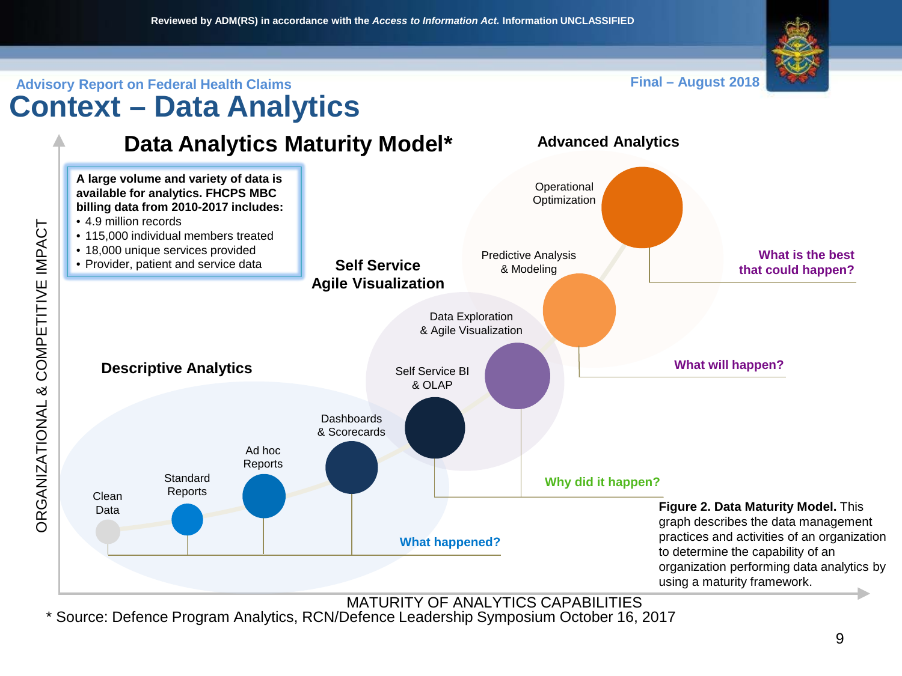Reviewed by ADM(RS) in accordance with the *Access to Information Act.* Information UNCLASSIFIED

Advisory Report on Federal Health Claims

Final – August 2018

# Context – Data Analytics

## Data Analytics Maturity Model*

**A large volume and variety of data is available for analytics. FHCPS MBC billing data from 2010-2017 includes:**

- 4.9 million records
- 115,000 individual members treated
- 18,000 unique services provided
- Provider, patient and service data

**Descriptive Analytics**

- Clean Data
- Standard Reports
- Ad hoc Reports
- Dashboards & Scorecards

**What happened?**

**Self Service Agile Visualization**

- Self Service BI & OLAP
- Data Exploration & Agile Visualization

**Why did it happen?**

**Advanced Analytics**

- Predictive Analysis & Modeling
- Operational Optimization

**What will happen?**

**What is the best that could happen?**

ORGANIZATIONAL & COMPETITIVE IMPACT

MATURITY OF ANALYTICS CAPABILITIES

**Figure 2. Data Maturity Model.** This graph describes the data management practices and activities of an organization to determine the capability of an organization performing data analytics by using a maturity framework.

* Source: Defence Program Analytics, RCN/Defence Leadership Symposium October 16, 2017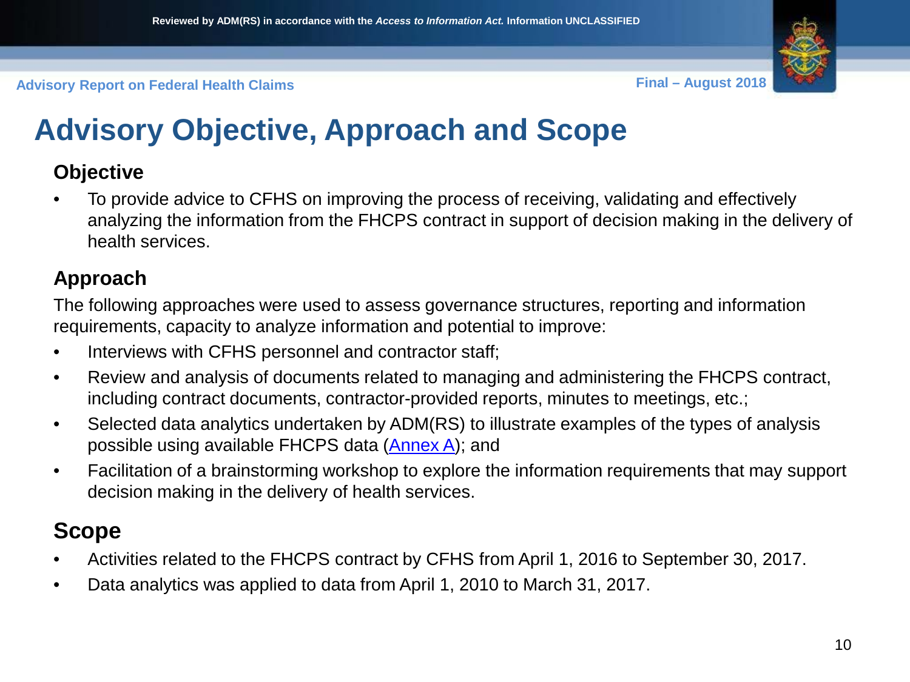# Advisory Objective, Approach and Scope

## Objective

- To provide advice to CFHS on improving the process of receiving, validating and effectively analyzing the information from the FHCPS contract in support of decision making in the delivery of health services.

## Approach

The following approaches were used to assess governance structures, reporting and information requirements, capacity to analyze information and potential to improve:

- Interviews with CFHS personnel and contractor staff;
- Review and analysis of documents related to managing and administering the FHCPS contract, including contract documents, contractor-provided reports, minutes to meetings, etc.;
- Selected data analytics undertaken by ADM(RS) to illustrate examples of the types of analysis possible using available FHCPS data (Annex A); and
- Facilitation of a brainstorming workshop to explore the information requirements that may support decision making in the delivery of health services.

## Scope

- Activities related to the FHCPS contract by CFHS from April 1, 2016 to September 30, 2017.
- Data analytics was applied to data from April 1, 2010 to March 31, 2017.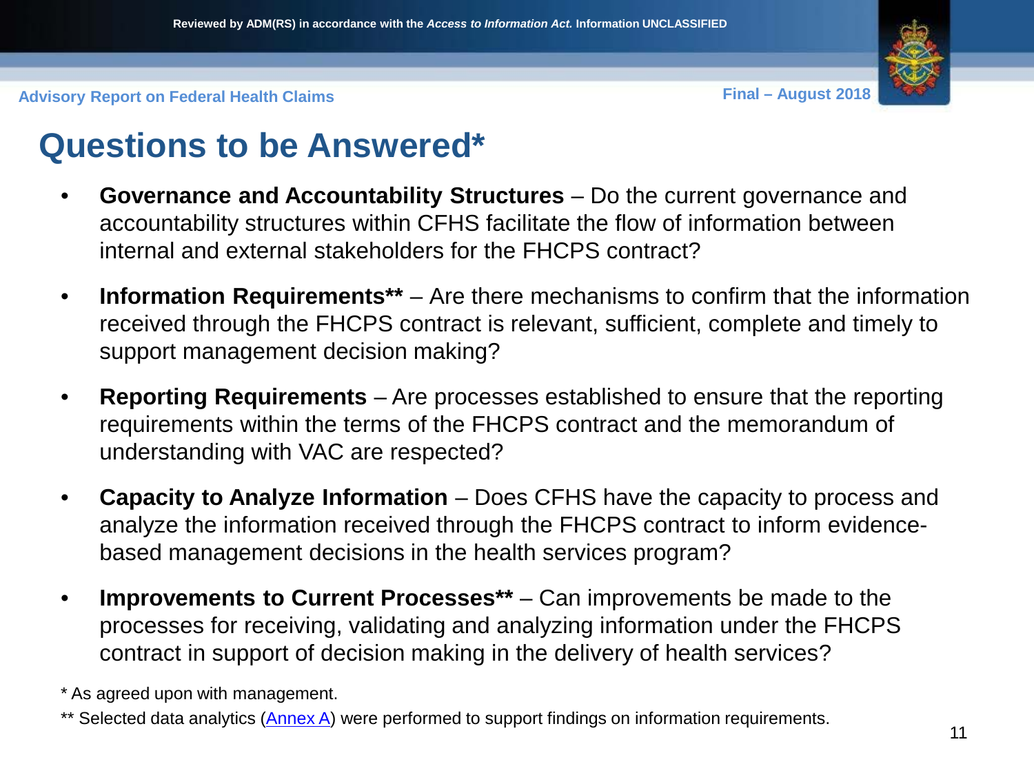# Questions to be Answered*

- **Governance and Accountability Structures** – Do the current governance and accountability structures within CFHS facilitate the flow of information between internal and external stakeholders for the FHCPS contract?
- **Information Requirements**** – Are there mechanisms to confirm that the information received through the FHCPS contract is relevant, sufficient, complete and timely to support management decision making?
- **Reporting Requirements** – Are processes established to ensure that the reporting requirements within the terms of the FHCPS contract and the memorandum of understanding with VAC are respected?
- **Capacity to Analyze Information** – Does CFHS have the capacity to process and analyze the information received through the FHCPS contract to inform evidence-based management decisions in the health services program?
- **Improvements to Current Processes**** – Can improvements be made to the processes for receiving, validating and analyzing information under the FHCPS contract in support of decision making in the delivery of health services?

* As agreed upon with management.

** Selected data analytics (Annex A) were performed to support findings on information requirements.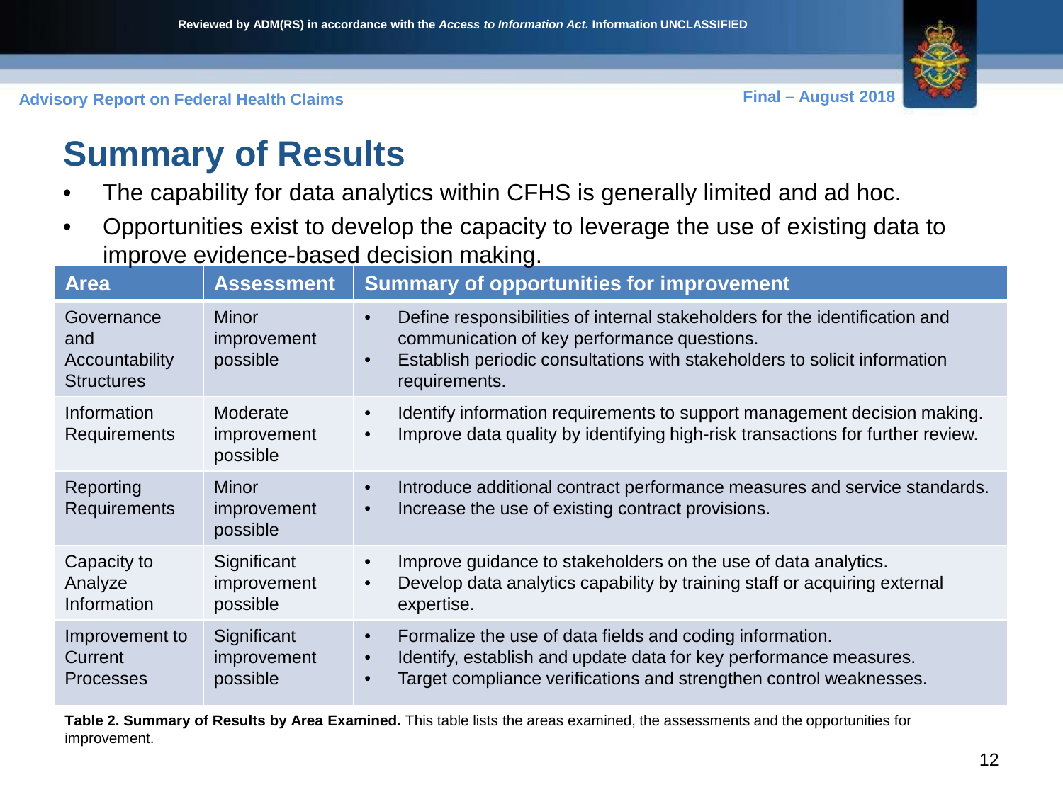# Summary of Results

- The capability for data analytics within CFHS is generally limited and ad hoc.
- Opportunities exist to develop the capacity to leverage the use of existing data to improve evidence-based decision making.

| Area | Assessment | Summary of opportunities for improvement |
|---|---|---|
| Governance and Accountability Structures | Minor improvement possible | • Define responsibilities of internal stakeholders for the identification and communication of key performance questions.<br>• Establish periodic consultations with stakeholders to solicit information requirements. |
| Information Requirements | Moderate improvement possible | • Identify information requirements to support management decision making.<br>• Improve data quality by identifying high-risk transactions for further review. |
| Reporting Requirements | Minor improvement possible | • Introduce additional contract performance measures and service standards.<br>• Increase the use of existing contract provisions. |
| Capacity to Analyze Information | Significant improvement possible | • Improve guidance to stakeholders on the use of data analytics.<br>• Develop data analytics capability by training staff or acquiring external expertise. |
| Improvement to Current Processes | Significant improvement possible | • Formalize the use of data fields and coding information.<br>• Identify, establish and update data for key performance measures.<br>• Target compliance verifications and strengthen control weaknesses. |

**Table 2. Summary of Results by Area Examined.** This table lists the areas examined, the assessments and the opportunities for improvement.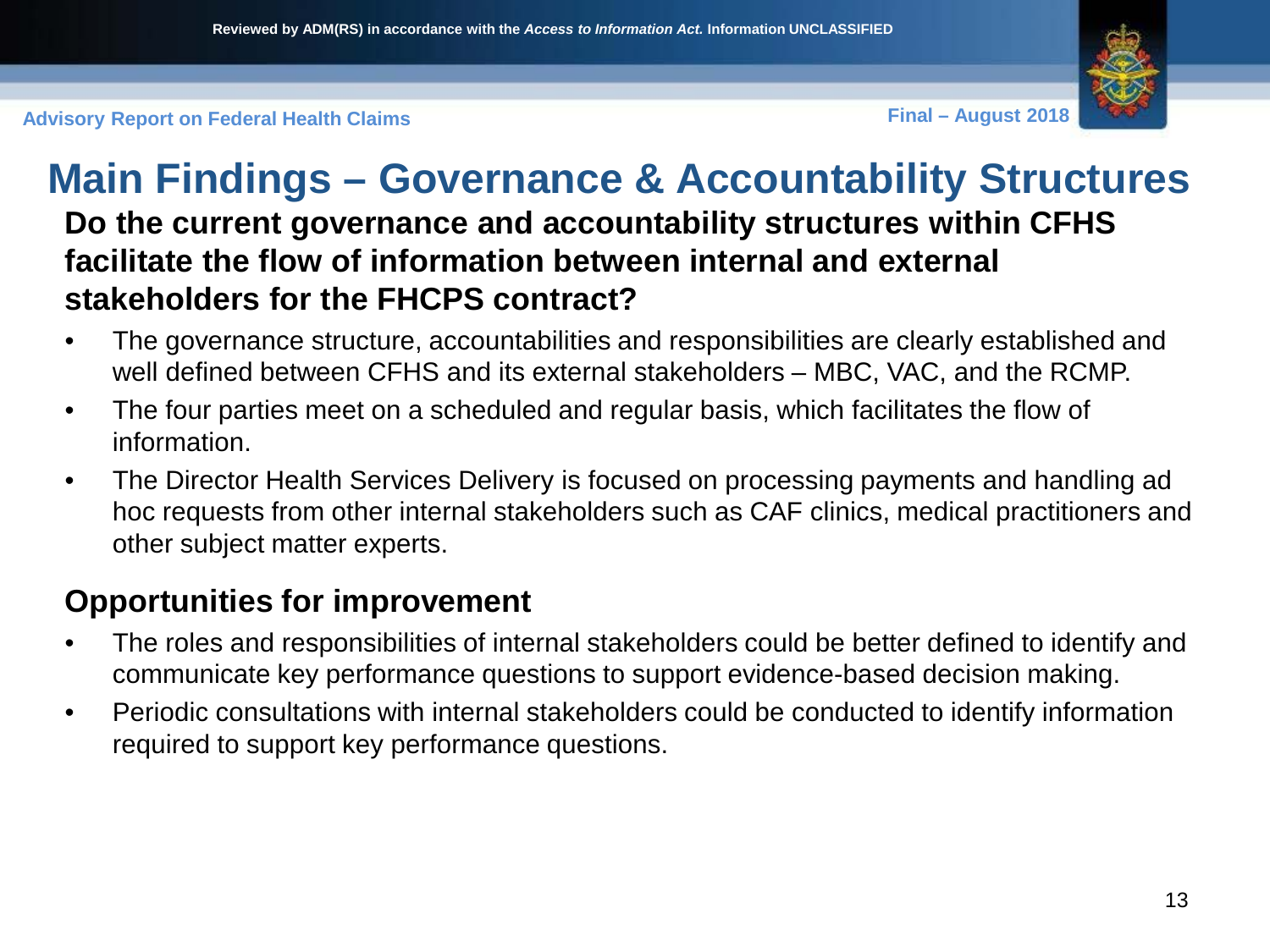# Main Findings – Governance & Accountability Structures

**Do the current governance and accountability structures within CFHS facilitate the flow of information between internal and external stakeholders for the FHCPS contract?**

- The governance structure, accountabilities and responsibilities are clearly established and well defined between CFHS and its external stakeholders – MBC, VAC, and the RCMP.
- The four parties meet on a scheduled and regular basis, which facilitates the flow of information.
- The Director Health Services Delivery is focused on processing payments and handling ad hoc requests from other internal stakeholders such as CAF clinics, medical practitioners and other subject matter experts.

## Opportunities for improvement

- The roles and responsibilities of internal stakeholders could be better defined to identify and communicate key performance questions to support evidence-based decision making.
- Periodic consultations with internal stakeholders could be conducted to identify information required to support key performance questions.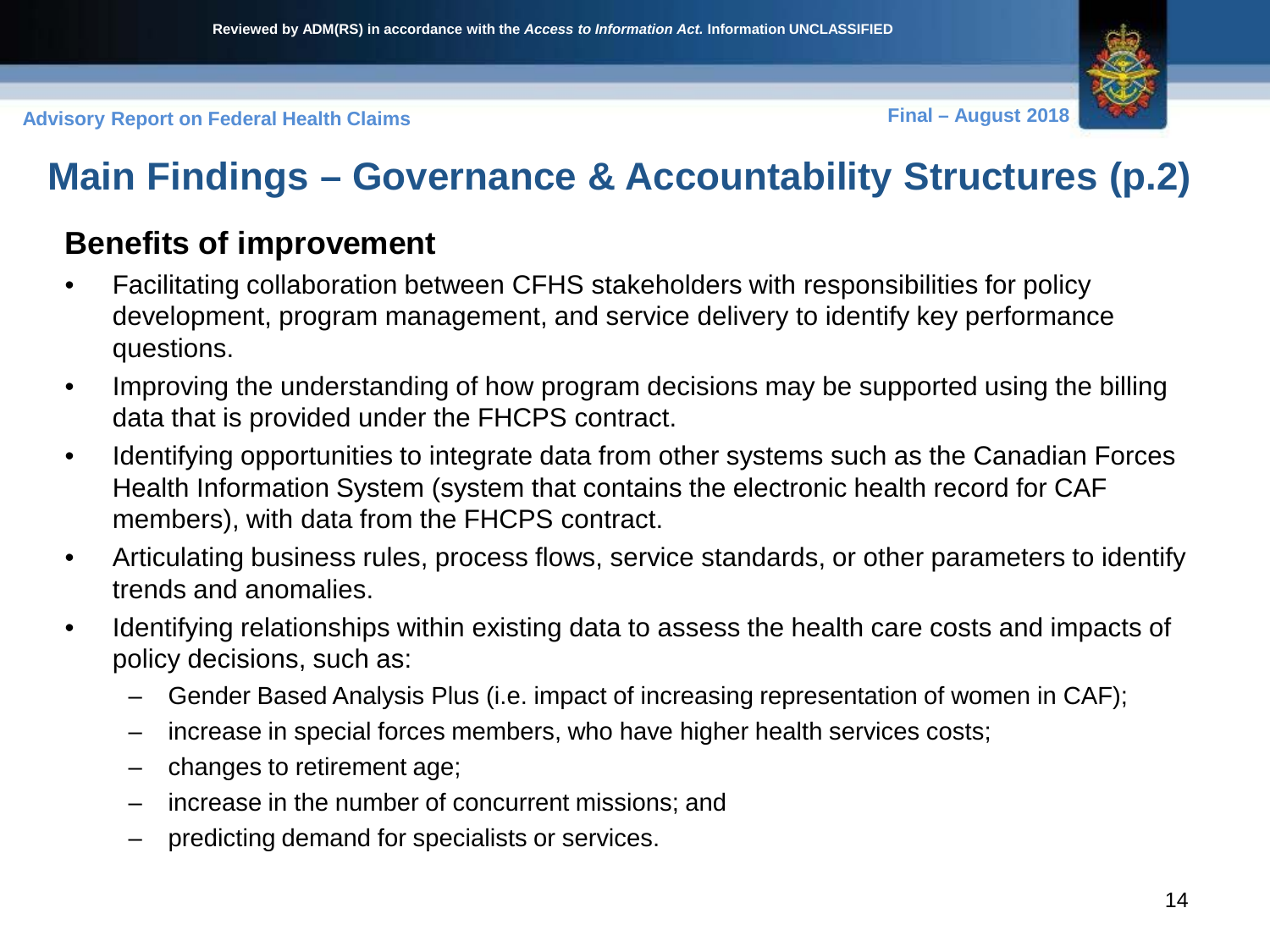# Main Findings – Governance & Accountability Structures (p.2)

## Benefits of improvement

- Facilitating collaboration between CFHS stakeholders with responsibilities for policy development, program management, and service delivery to identify key performance questions.
- Improving the understanding of how program decisions may be supported using the billing data that is provided under the FHCPS contract.
- Identifying opportunities to integrate data from other systems such as the Canadian Forces Health Information System (system that contains the electronic health record for CAF members), with data from the FHCPS contract.
- Articulating business rules, process flows, service standards, or other parameters to identify trends and anomalies.
- Identifying relationships within existing data to assess the health care costs and impacts of policy decisions, such as:
  - Gender Based Analysis Plus (i.e. impact of increasing representation of women in CAF);
  - increase in special forces members, who have higher health services costs;
  - changes to retirement age;
  - increase in the number of concurrent missions; and
  - predicting demand for specialists or services.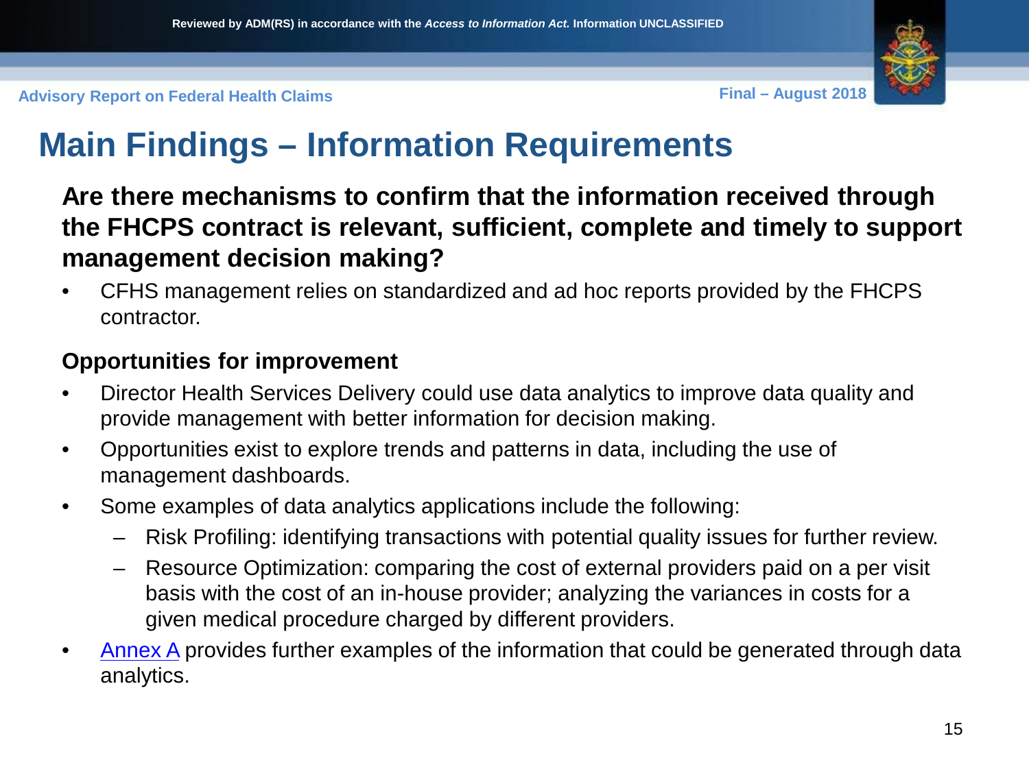# Main Findings – Information Requirements

**Are there mechanisms to confirm that the information received through the FHCPS contract is relevant, sufficient, complete and timely to support management decision making?**

- CFHS management relies on standardized and ad hoc reports provided by the FHCPS contractor.

### Opportunities for improvement

- Director Health Services Delivery could use data analytics to improve data quality and provide management with better information for decision making.
- Opportunities exist to explore trends and patterns in data, including the use of management dashboards.
- Some examples of data analytics applications include the following:
  - Risk Profiling: identifying transactions with potential quality issues for further review.
  - Resource Optimization: comparing the cost of external providers paid on a per visit basis with the cost of an in-house provider; analyzing the variances in costs for a given medical procedure charged by different providers.
- Annex A provides further examples of the information that could be generated through data analytics.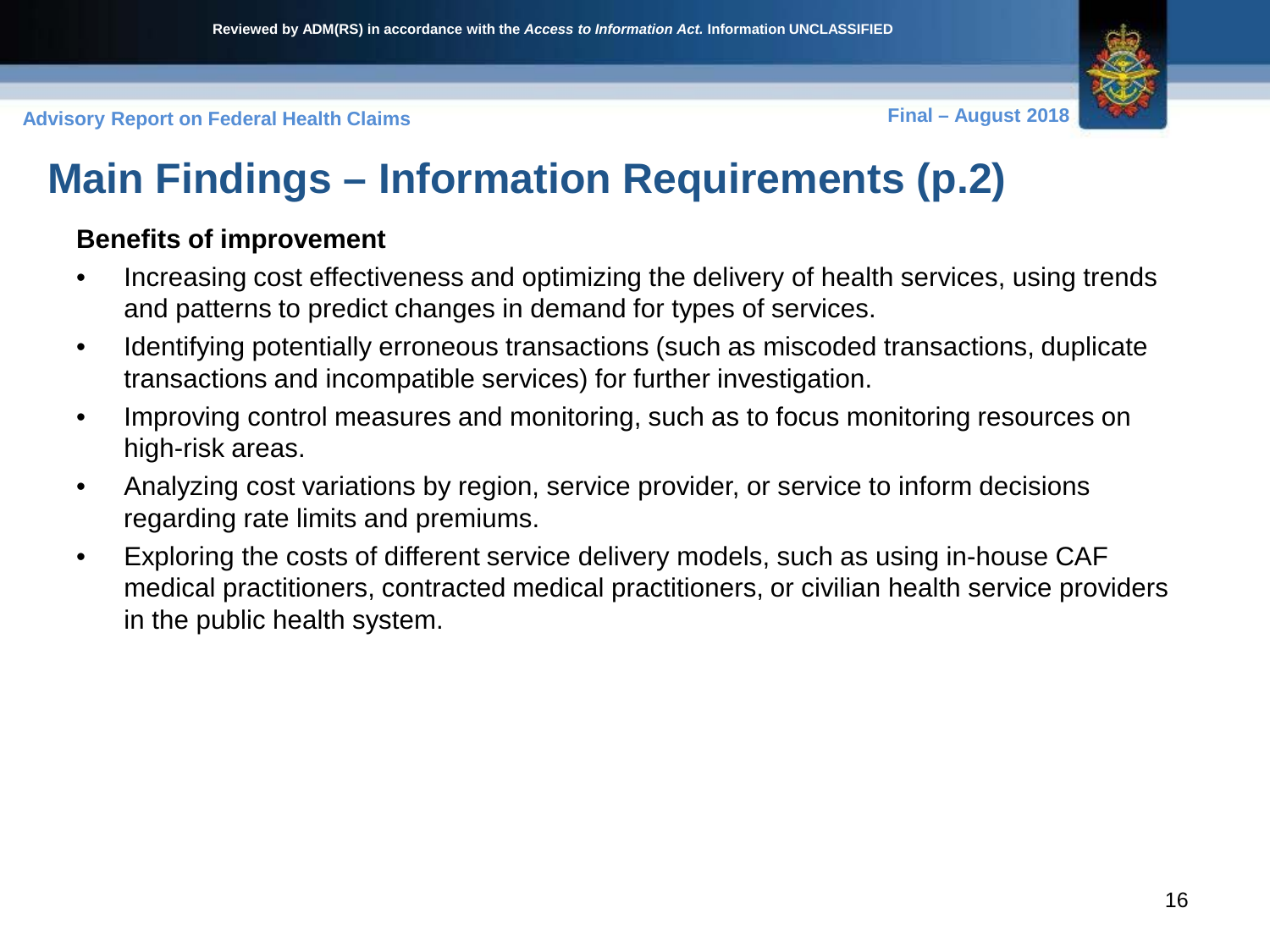# Main Findings – Information Requirements (p.2)

**Benefits of improvement**

- Increasing cost effectiveness and optimizing the delivery of health services, using trends and patterns to predict changes in demand for types of services.
- Identifying potentially erroneous transactions (such as miscoded transactions, duplicate transactions and incompatible services) for further investigation.
- Improving control measures and monitoring, such as to focus monitoring resources on high-risk areas.
- Analyzing cost variations by region, service provider, or service to inform decisions regarding rate limits and premiums.
- Exploring the costs of different service delivery models, such as using in-house CAF medical practitioners, contracted medical practitioners, or civilian health service providers in the public health system.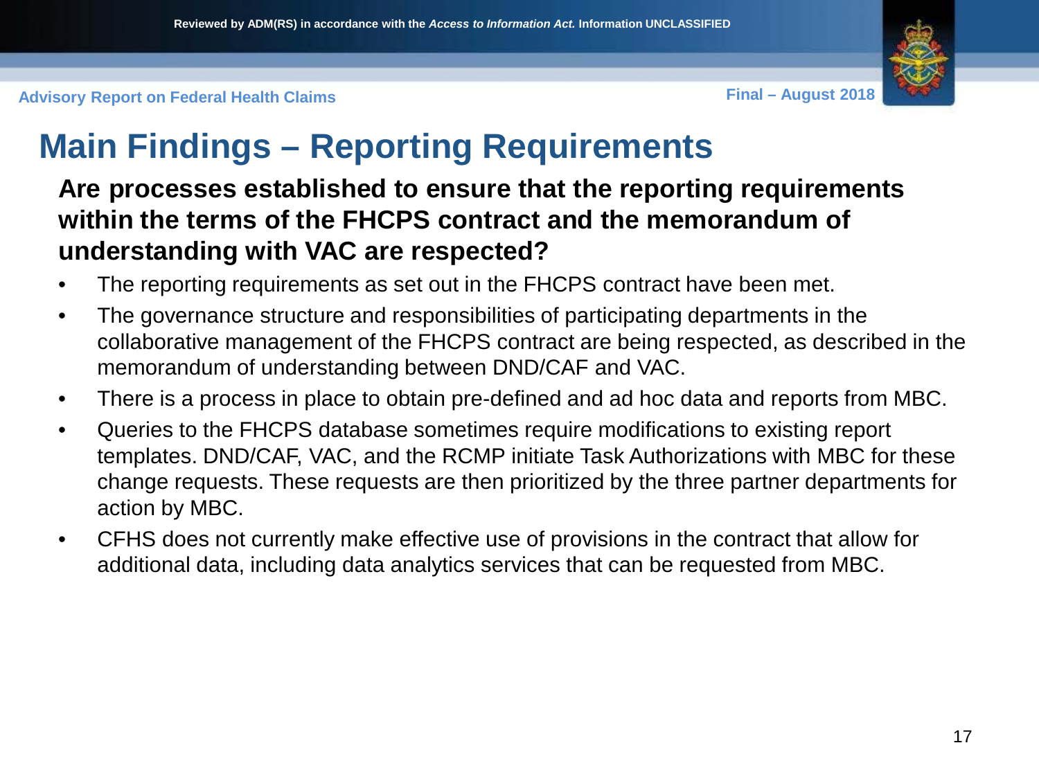# Main Findings – Reporting Requirements

**Are processes established to ensure that the reporting requirements within the terms of the FHCPS contract and the memorandum of understanding with VAC are respected?**

- The reporting requirements as set out in the FHCPS contract have been met.
- The governance structure and responsibilities of participating departments in the collaborative management of the FHCPS contract are being respected, as described in the memorandum of understanding between DND/CAF and VAC.
- There is a process in place to obtain pre-defined and ad hoc data and reports from MBC.
- Queries to the FHCPS database sometimes require modifications to existing report templates. DND/CAF, VAC, and the RCMP initiate Task Authorizations with MBC for these change requests. These requests are then prioritized by the three partner departments for action by MBC.
- CFHS does not currently make effective use of provisions in the contract that allow for additional data, including data analytics services that can be requested from MBC.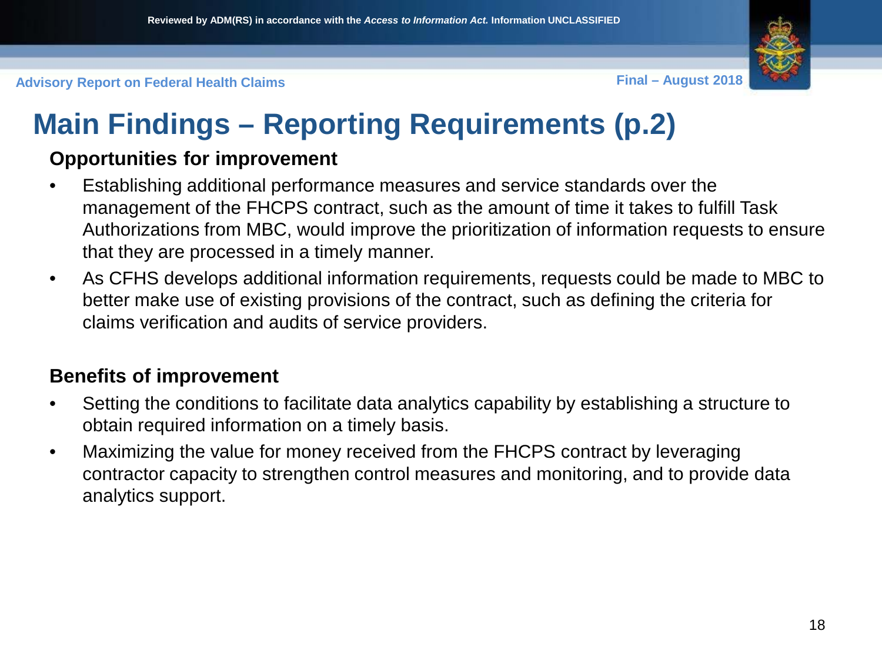# Main Findings – Reporting Requirements (p.2)

**Opportunities for improvement**

- Establishing additional performance measures and service standards over the management of the FHCPS contract, such as the amount of time it takes to fulfill Task Authorizations from MBC, would improve the prioritization of information requests to ensure that they are processed in a timely manner.
- As CFHS develops additional information requirements, requests could be made to MBC to better make use of existing provisions of the contract, such as defining the criteria for claims verification and audits of service providers.

**Benefits of improvement**

- Setting the conditions to facilitate data analytics capability by establishing a structure to obtain required information on a timely basis.
- Maximizing the value for money received from the FHCPS contract by leveraging contractor capacity to strengthen control measures and monitoring, and to provide data analytics support.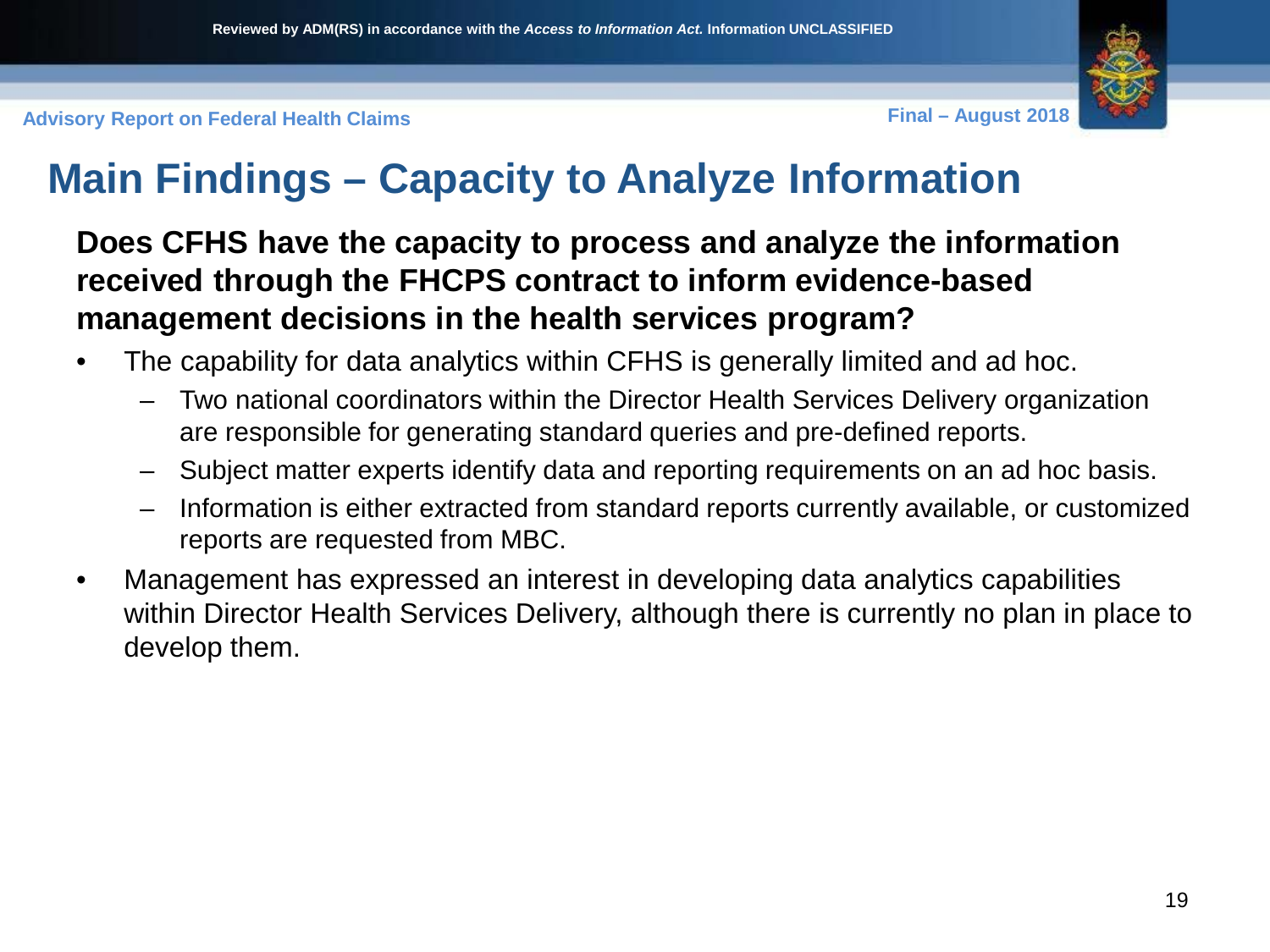# Main Findings – Capacity to Analyze Information

**Does CFHS have the capacity to process and analyze the information received through the FHCPS contract to inform evidence-based management decisions in the health services program?**

- The capability for data analytics within CFHS is generally limited and ad hoc.
  - Two national coordinators within the Director Health Services Delivery organization are responsible for generating standard queries and pre-defined reports.
  - Subject matter experts identify data and reporting requirements on an ad hoc basis.
  - Information is either extracted from standard reports currently available, or customized reports are requested from MBC.
- Management has expressed an interest in developing data analytics capabilities within Director Health Services Delivery, although there is currently no plan in place to develop them.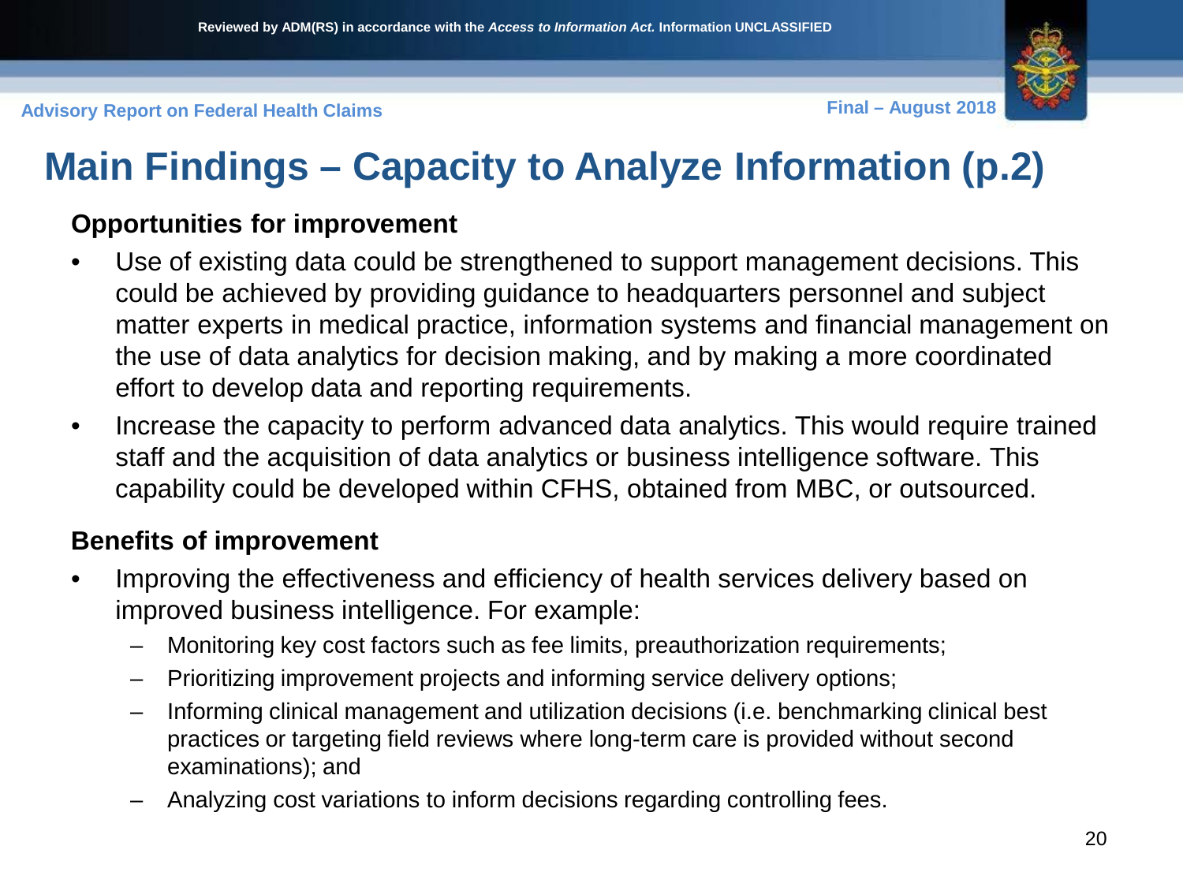# Main Findings – Capacity to Analyze Information (p.2)

**Opportunities for improvement**

- Use of existing data could be strengthened to support management decisions. This could be achieved by providing guidance to headquarters personnel and subject matter experts in medical practice, information systems and financial management on the use of data analytics for decision making, and by making a more coordinated effort to develop data and reporting requirements.
- Increase the capacity to perform advanced data analytics. This would require trained staff and the acquisition of data analytics or business intelligence software. This capability could be developed within CFHS, obtained from MBC, or outsourced.

**Benefits of improvement**

- Improving the effectiveness and efficiency of health services delivery based on improved business intelligence. For example:
  - Monitoring key cost factors such as fee limits, preauthorization requirements;
  - Prioritizing improvement projects and informing service delivery options;
  - Informing clinical management and utilization decisions (i.e. benchmarking clinical best practices or targeting field reviews where long-term care is provided without second examinations); and
  - Analyzing cost variations to inform decisions regarding controlling fees.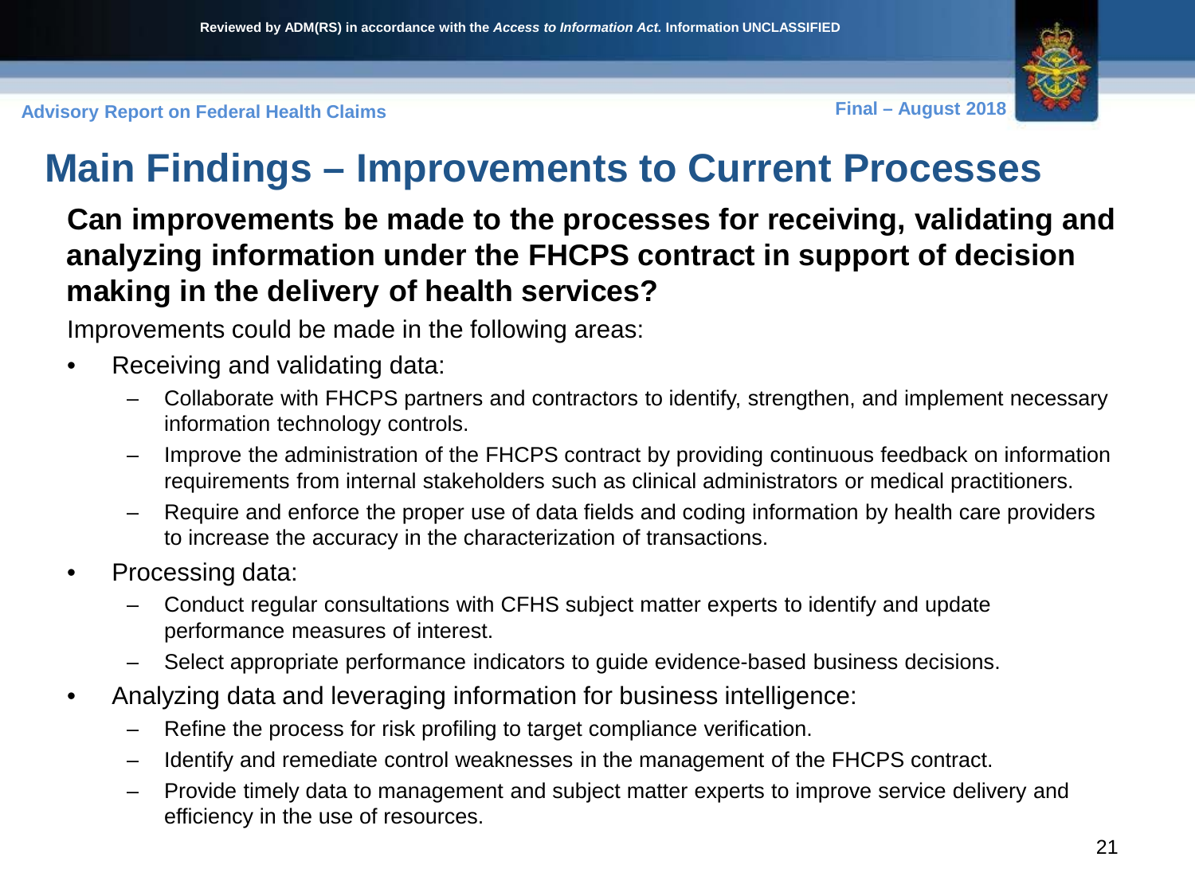# Main Findings – Improvements to Current Processes

**Can improvements be made to the processes for receiving, validating and analyzing information under the FHCPS contract in support of decision making in the delivery of health services?**

Improvements could be made in the following areas:

- Receiving and validating data:
  - Collaborate with FHCPS partners and contractors to identify, strengthen, and implement necessary information technology controls.
  - Improve the administration of the FHCPS contract by providing continuous feedback on information requirements from internal stakeholders such as clinical administrators or medical practitioners.
  - Require and enforce the proper use of data fields and coding information by health care providers to increase the accuracy in the characterization of transactions.
- Processing data:
  - Conduct regular consultations with CFHS subject matter experts to identify and update performance measures of interest.
  - Select appropriate performance indicators to guide evidence-based business decisions.
- Analyzing data and leveraging information for business intelligence:
  - Refine the process for risk profiling to target compliance verification.
  - Identify and remediate control weaknesses in the management of the FHCPS contract.
  - Provide timely data to management and subject matter experts to improve service delivery and efficiency in the use of resources.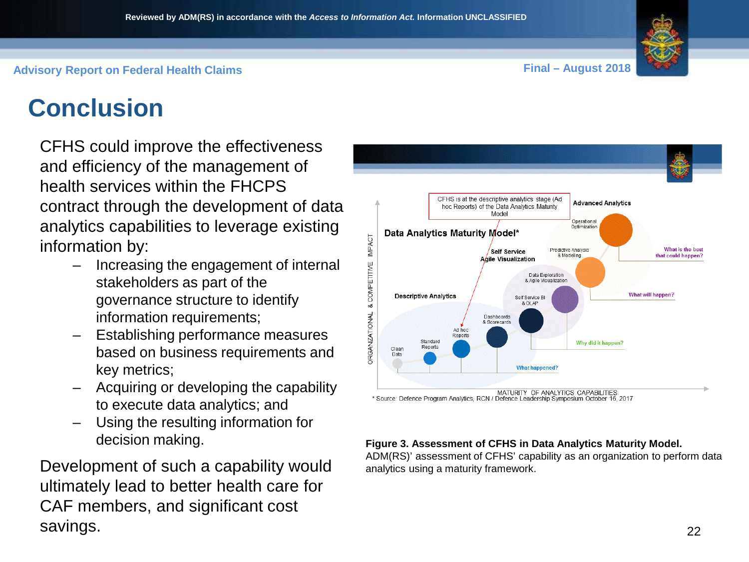# Conclusion

CFHS could improve the effectiveness and efficiency of the management of health services within the FHCPS contract through the development of data analytics capabilities to leverage existing information by:

- Increasing the engagement of internal stakeholders as part of the governance structure to identify information requirements;
- Establishing performance measures based on business requirements and key metrics;
- Acquiring or developing the capability to execute data analytics; and
- Using the resulting information for decision making.

Development of such a capability would ultimately lead to better health care for CAF members, and significant cost savings.

**Figure 3. Assessment of CFHS in Data Analytics Maturity Model.** ADM(RS)' assessment of CFHS' capability as an organization to perform data analytics using a maturity framework.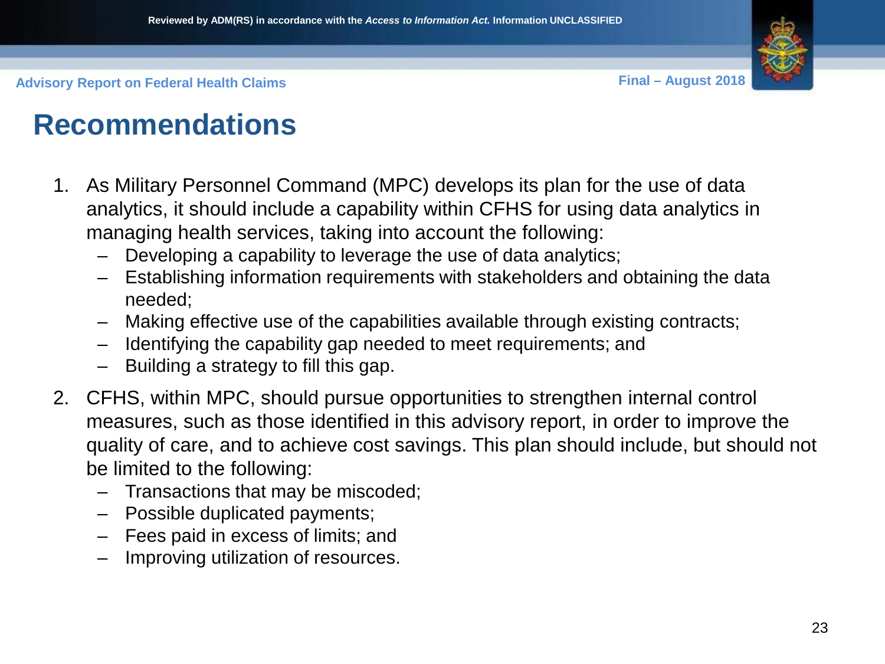# Recommendations

1. As Military Personnel Command (MPC) develops its plan for the use of data analytics, it should include a capability within CFHS for using data analytics in managing health services, taking into account the following:
   - Developing a capability to leverage the use of data analytics;
   - Establishing information requirements with stakeholders and obtaining the data needed;
   - Making effective use of the capabilities available through existing contracts;
   - Identifying the capability gap needed to meet requirements; and
   - Building a strategy to fill this gap.
2. CFHS, within MPC, should pursue opportunities to strengthen internal control measures, such as those identified in this advisory report, in order to improve the quality of care, and to achieve cost savings. This plan should include, but should not be limited to the following:
   - Transactions that may be miscoded;
   - Possible duplicated payments;
   - Fees paid in excess of limits; and
   - Improving utilization of resources.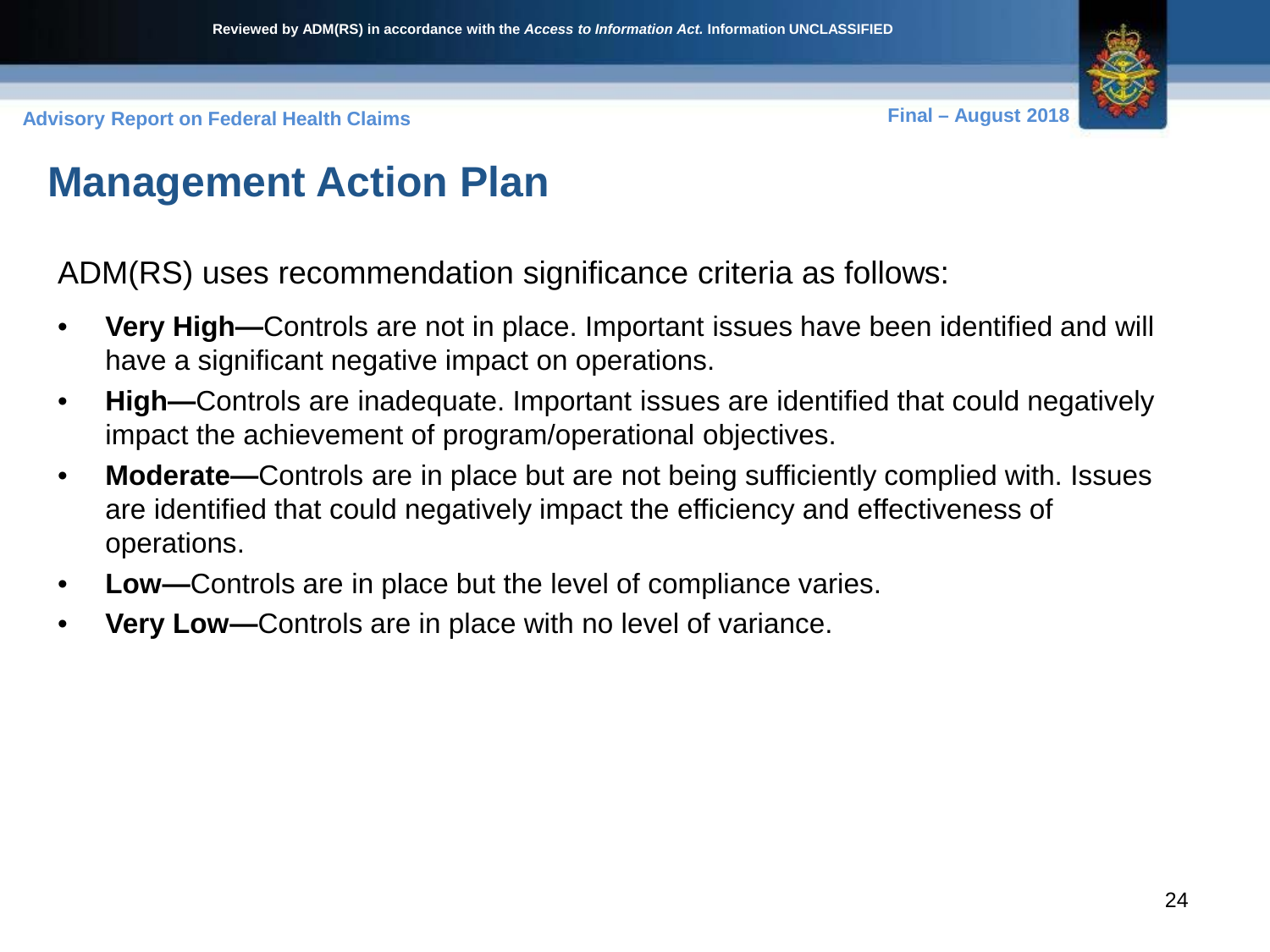# Management Action Plan

ADM(RS) uses recommendation significance criteria as follows:

- **Very High—**Controls are not in place. Important issues have been identified and will have a significant negative impact on operations.
- **High—**Controls are inadequate. Important issues are identified that could negatively impact the achievement of program/operational objectives.
- **Moderate—**Controls are in place but are not being sufficiently complied with. Issues are identified that could negatively impact the efficiency and effectiveness of operations.
- **Low—**Controls are in place but the level of compliance varies.
- **Very Low—**Controls are in place with no level of variance.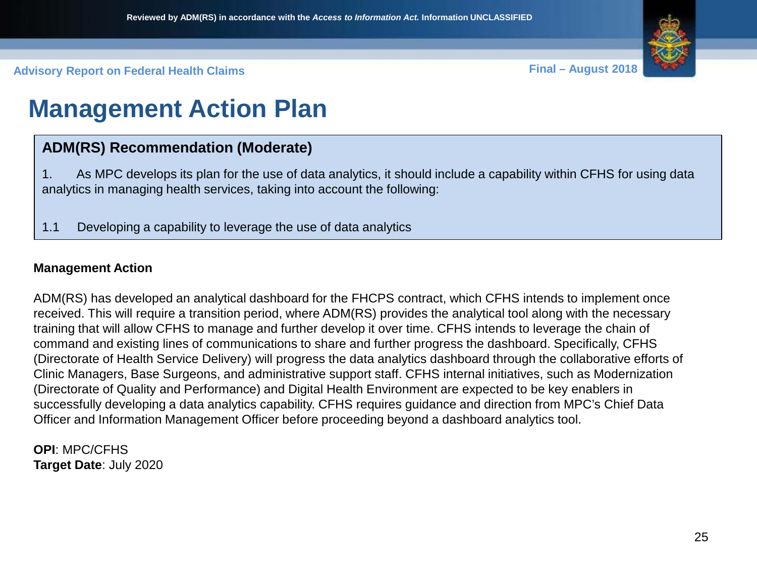# Management Action Plan

**ADM(RS) Recommendation (Moderate)**

1. As MPC develops its plan for the use of data analytics, it should include a capability within CFHS for using data analytics in managing health services, taking into account the following:

1.1 Developing a capability to leverage the use of data analytics

**Management Action**

ADM(RS) has developed an analytical dashboard for the FHCPS contract, which CFHS intends to implement once received. This will require a transition period, where ADM(RS) provides the analytical tool along with the necessary training that will allow CFHS to manage and further develop it over time. CFHS intends to leverage the chain of command and existing lines of communications to share and further progress the dashboard. Specifically, CFHS (Directorate of Health Service Delivery) will progress the data analytics dashboard through the collaborative efforts of Clinic Managers, Base Surgeons, and administrative support staff. CFHS internal initiatives, such as Modernization (Directorate of Quality and Performance) and Digital Health Environment are expected to be key enablers in successfully developing a data analytics capability. CFHS requires guidance and direction from MPC's Chief Data Officer and Information Management Officer before proceeding beyond a dashboard analytics tool.

**OPI**: MPC/CFHS
**Target Date**: July 2020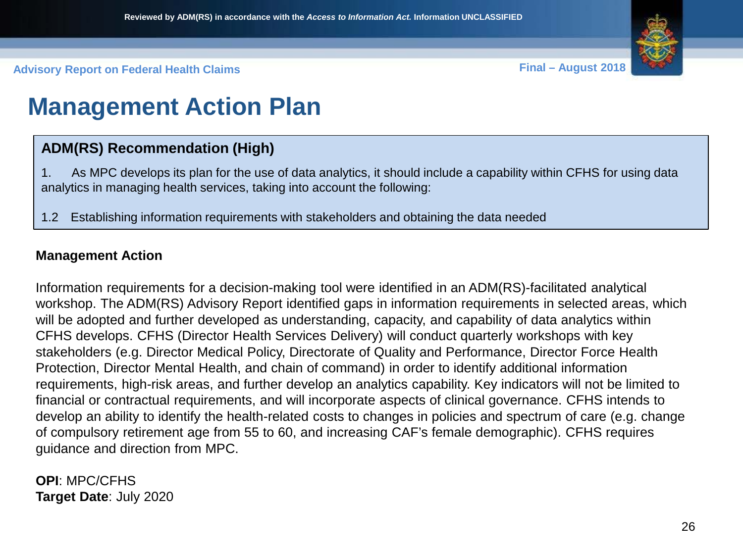# Management Action Plan

**ADM(RS) Recommendation (High)**

1. As MPC develops its plan for the use of data analytics, it should include a capability within CFHS for using data analytics in managing health services, taking into account the following:

1.2 Establishing information requirements with stakeholders and obtaining the data needed

**Management Action**

Information requirements for a decision-making tool were identified in an ADM(RS)-facilitated analytical workshop. The ADM(RS) Advisory Report identified gaps in information requirements in selected areas, which will be adopted and further developed as understanding, capacity, and capability of data analytics within CFHS develops. CFHS (Director Health Services Delivery) will conduct quarterly workshops with key stakeholders (e.g. Director Medical Policy, Directorate of Quality and Performance, Director Force Health Protection, Director Mental Health, and chain of command) in order to identify additional information requirements, high-risk areas, and further develop an analytics capability. Key indicators will not be limited to financial or contractual requirements, and will incorporate aspects of clinical governance. CFHS intends to develop an ability to identify the health-related costs to changes in policies and spectrum of care (e.g. change of compulsory retirement age from 55 to 60, and increasing CAF's female demographic). CFHS requires guidance and direction from MPC.

**OPI**: MPC/CFHS
**Target Date**: July 2020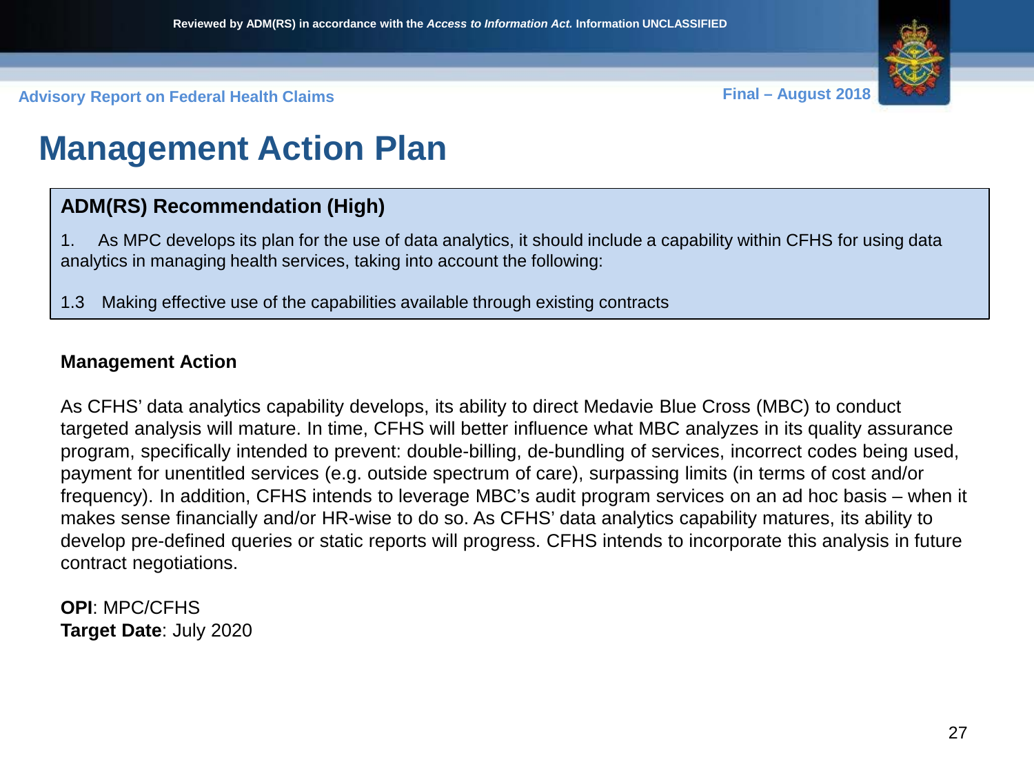# Management Action Plan

**ADM(RS) Recommendation (High)**

1. As MPC develops its plan for the use of data analytics, it should include a capability within CFHS for using data analytics in managing health services, taking into account the following:

1.3 Making effective use of the capabilities available through existing contracts

**Management Action**

As CFHS' data analytics capability develops, its ability to direct Medavie Blue Cross (MBC) to conduct targeted analysis will mature. In time, CFHS will better influence what MBC analyzes in its quality assurance program, specifically intended to prevent: double-billing, de-bundling of services, incorrect codes being used, payment for unentitled services (e.g. outside spectrum of care), surpassing limits (in terms of cost and/or frequency). In addition, CFHS intends to leverage MBC's audit program services on an ad hoc basis – when it makes sense financially and/or HR-wise to do so. As CFHS' data analytics capability matures, its ability to develop pre-defined queries or static reports will progress. CFHS intends to incorporate this analysis in future contract negotiations.

**OPI**: MPC/CFHS
**Target Date**: July 2020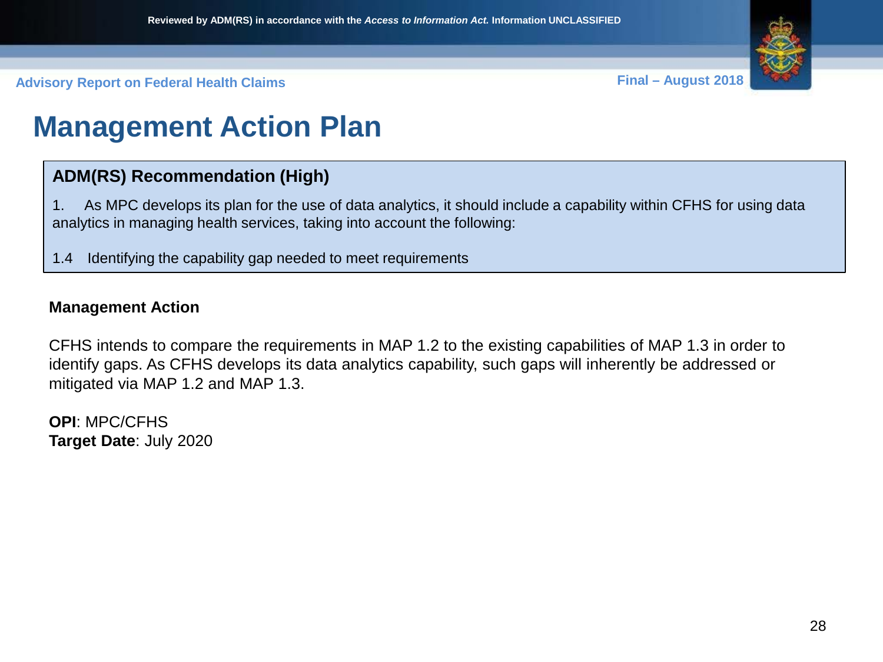# Management Action Plan

### ADM(RS) Recommendation (High)

1. As MPC develops its plan for the use of data analytics, it should include a capability within CFHS for using data analytics in managing health services, taking into account the following:

1.4 Identifying the capability gap needed to meet requirements

**Management Action**

CFHS intends to compare the requirements in MAP 1.2 to the existing capabilities of MAP 1.3 in order to identify gaps. As CFHS develops its data analytics capability, such gaps will inherently be addressed or mitigated via MAP 1.2 and MAP 1.3.

**OPI**: MPC/CFHS
**Target Date**: July 2020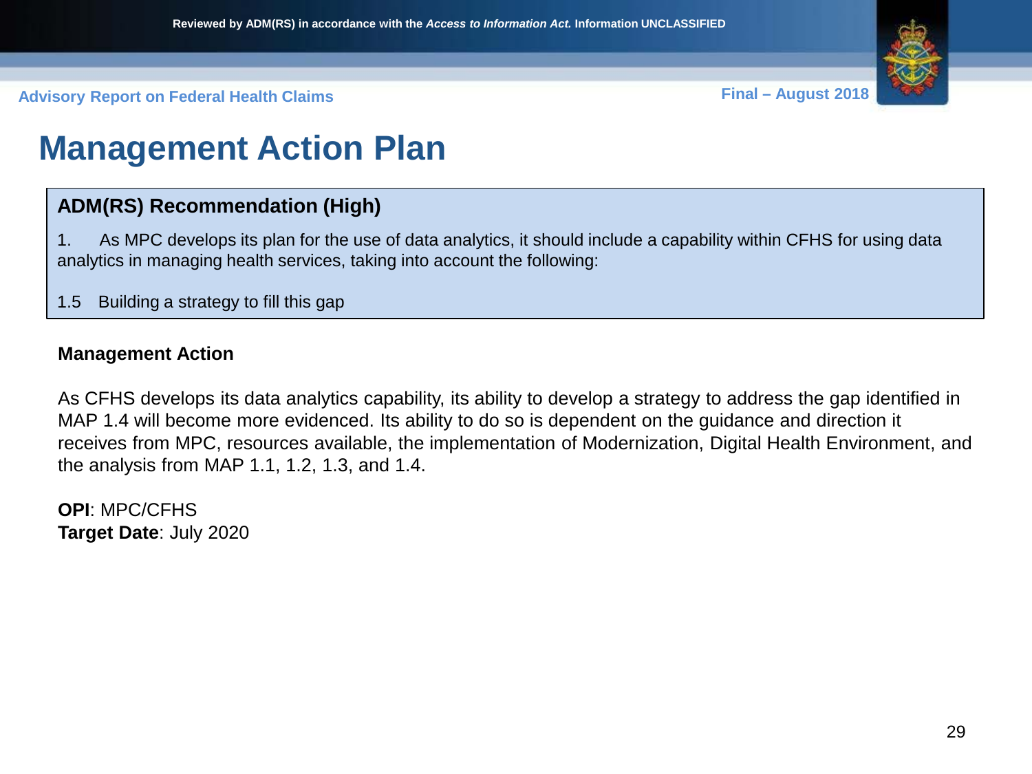# Management Action Plan

**ADM(RS) Recommendation (High)**

1. As MPC develops its plan for the use of data analytics, it should include a capability within CFHS for using data analytics in managing health services, taking into account the following:

1.5 Building a strategy to fill this gap

**Management Action**

As CFHS develops its data analytics capability, its ability to develop a strategy to address the gap identified in MAP 1.4 will become more evidenced. Its ability to do so is dependent on the guidance and direction it receives from MPC, resources available, the implementation of Modernization, Digital Health Environment, and the analysis from MAP 1.1, 1.2, 1.3, and 1.4.

**OPI**: MPC/CFHS
**Target Date**: July 2020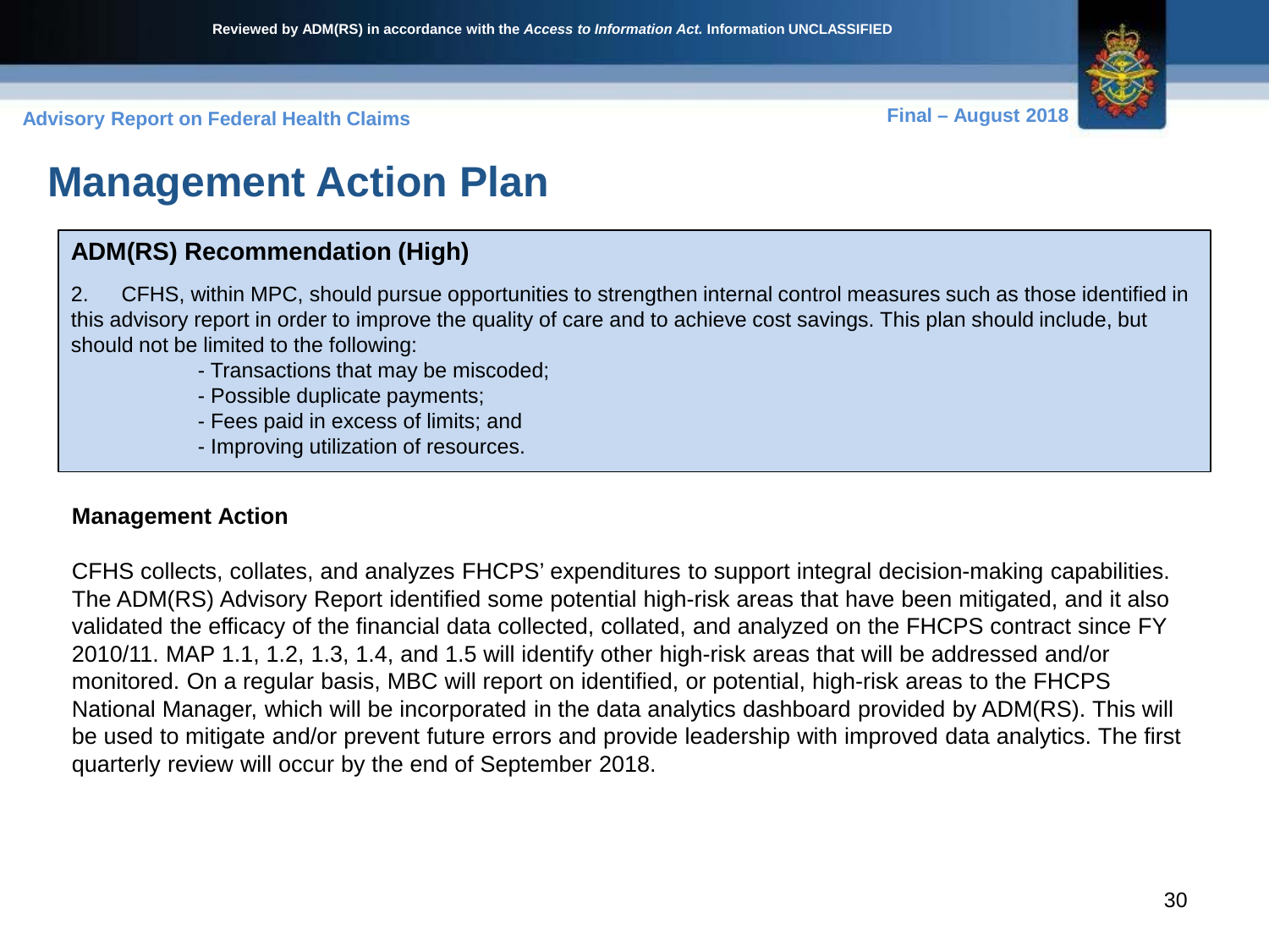# Management Action Plan

### ADM(RS) Recommendation (High)

2. CFHS, within MPC, should pursue opportunities to strengthen internal control measures such as those identified in this advisory report in order to improve the quality of care and to achieve cost savings. This plan should include, but should not be limited to the following:

- Transactions that may be miscoded;
- Possible duplicate payments;
- Fees paid in excess of limits; and
- Improving utilization of resources.

**Management Action**

CFHS collects, collates, and analyzes FHCPS' expenditures to support integral decision-making capabilities. The ADM(RS) Advisory Report identified some potential high-risk areas that have been mitigated, and it also validated the efficacy of the financial data collected, collated, and analyzed on the FHCPS contract since FY 2010/11. MAP 1.1, 1.2, 1.3, 1.4, and 1.5 will identify other high-risk areas that will be addressed and/or monitored. On a regular basis, MBC will report on identified, or potential, high-risk areas to the FHCPS National Manager, which will be incorporated in the data analytics dashboard provided by ADM(RS). This will be used to mitigate and/or prevent future errors and provide leadership with improved data analytics. The first quarterly review will occur by the end of September 2018.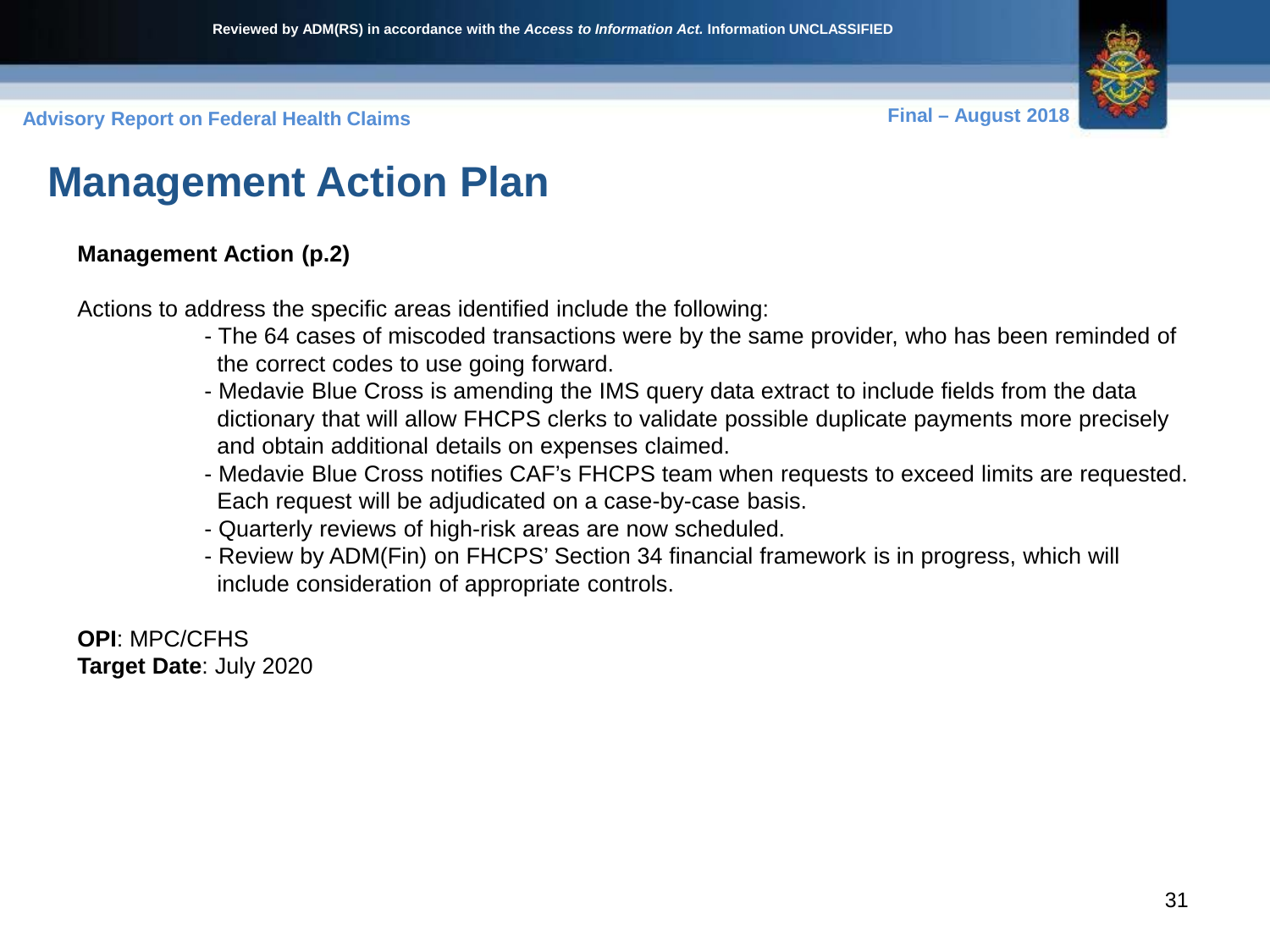# Management Action Plan

**Management Action (p.2)**

Actions to address the specific areas identified include the following:

- The 64 cases of miscoded transactions were by the same provider, who has been reminded of the correct codes to use going forward.
- Medavie Blue Cross is amending the IMS query data extract to include fields from the data dictionary that will allow FHCPS clerks to validate possible duplicate payments more precisely and obtain additional details on expenses claimed.
- Medavie Blue Cross notifies CAF's FHCPS team when requests to exceed limits are requested. Each request will be adjudicated on a case-by-case basis.
- Quarterly reviews of high-risk areas are now scheduled.
- Review by ADM(Fin) on FHCPS' Section 34 financial framework is in progress, which will include consideration of appropriate controls.

**OPI**: MPC/CFHS
**Target Date**: July 2020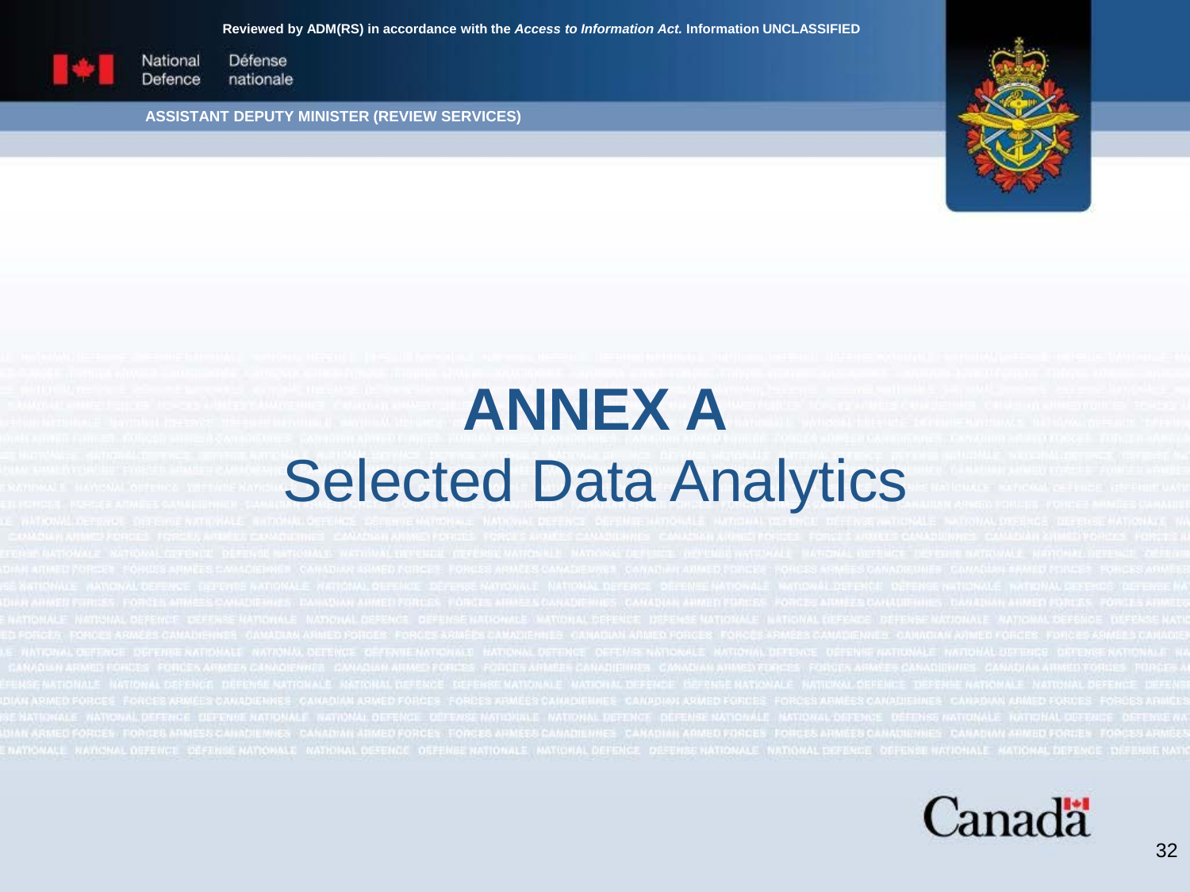Reviewed by ADM(RS) in accordance with the *Access to Information Act.* Information UNCLASSIFIED

ASSISTANT DEPUTY MINISTER (REVIEW SERVICES)

# ANNEX A
## Selected Data Analytics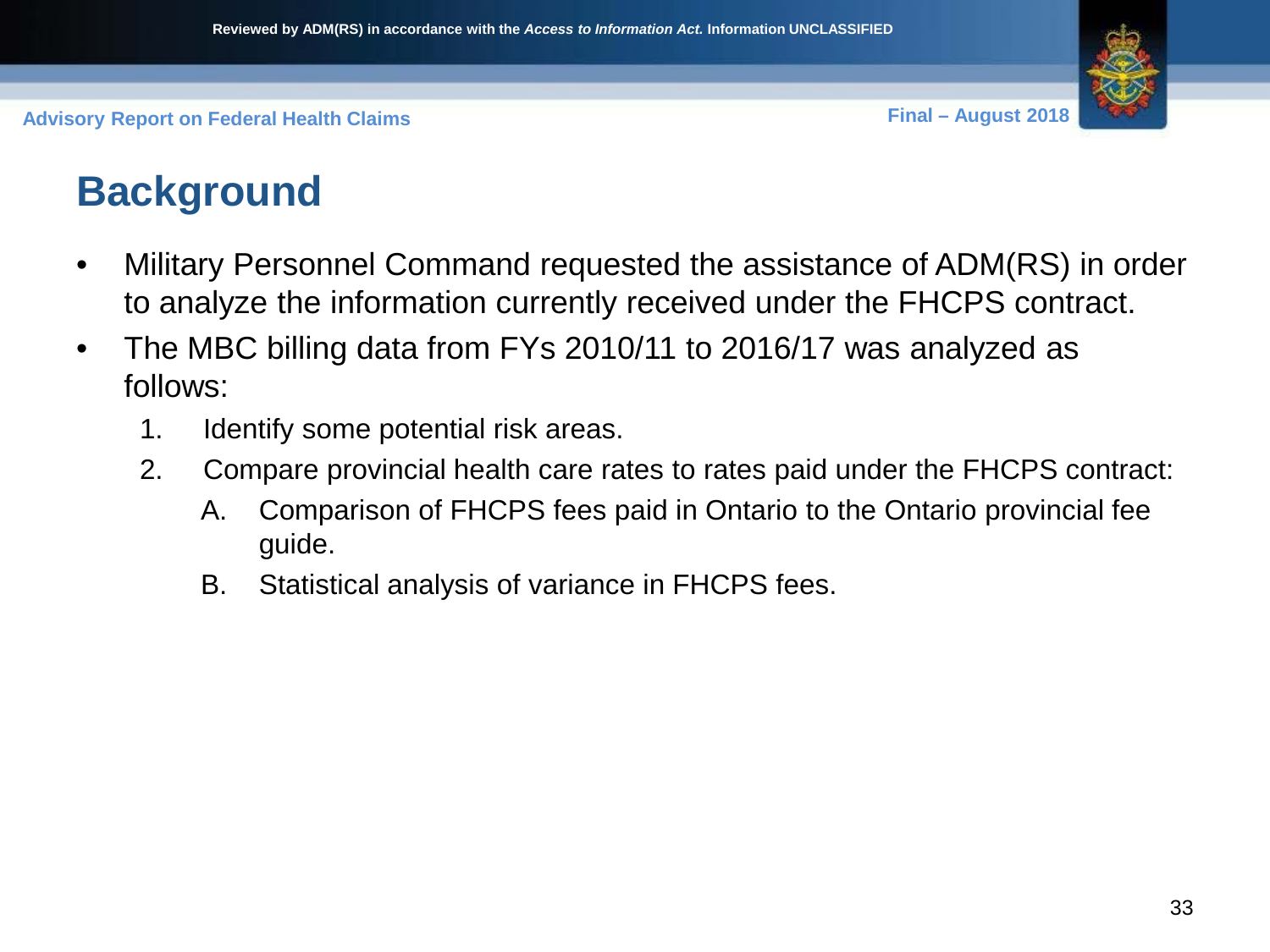# Background

- Military Personnel Command requested the assistance of ADM(RS) in order to analyze the information currently received under the FHCPS contract.
- The MBC billing data from FYs 2010/11 to 2016/17 was analyzed as follows:
  1. Identify some potential risk areas.
  2. Compare provincial health care rates to rates paid under the FHCPS contract:
     - A. Comparison of FHCPS fees paid in Ontario to the Ontario provincial fee guide.
     - B. Statistical analysis of variance in FHCPS fees.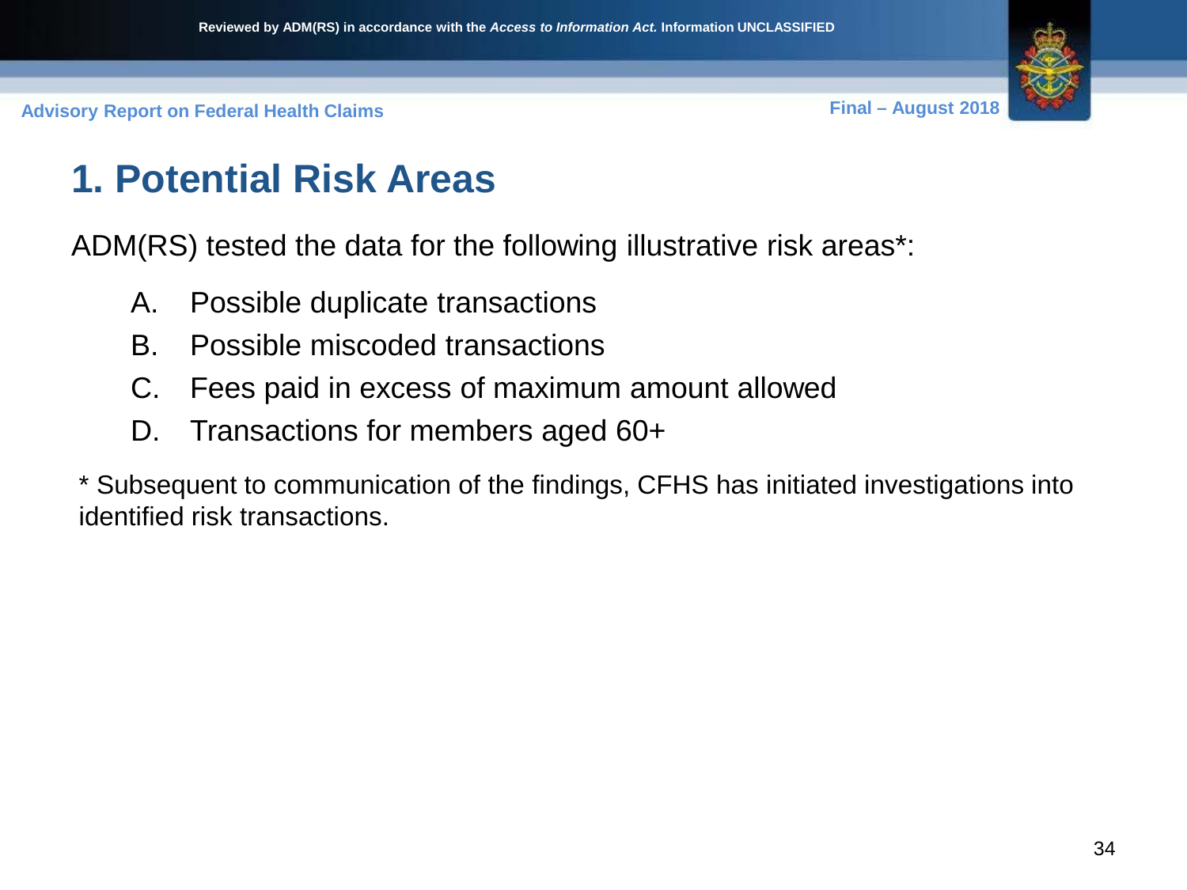# 1. Potential Risk Areas

ADM(RS) tested the data for the following illustrative risk areas*:

A. Possible duplicate transactions
B. Possible miscoded transactions
C. Fees paid in excess of maximum amount allowed
D. Transactions for members aged 60+

* Subsequent to communication of the findings, CFHS has initiated investigations into identified risk transactions.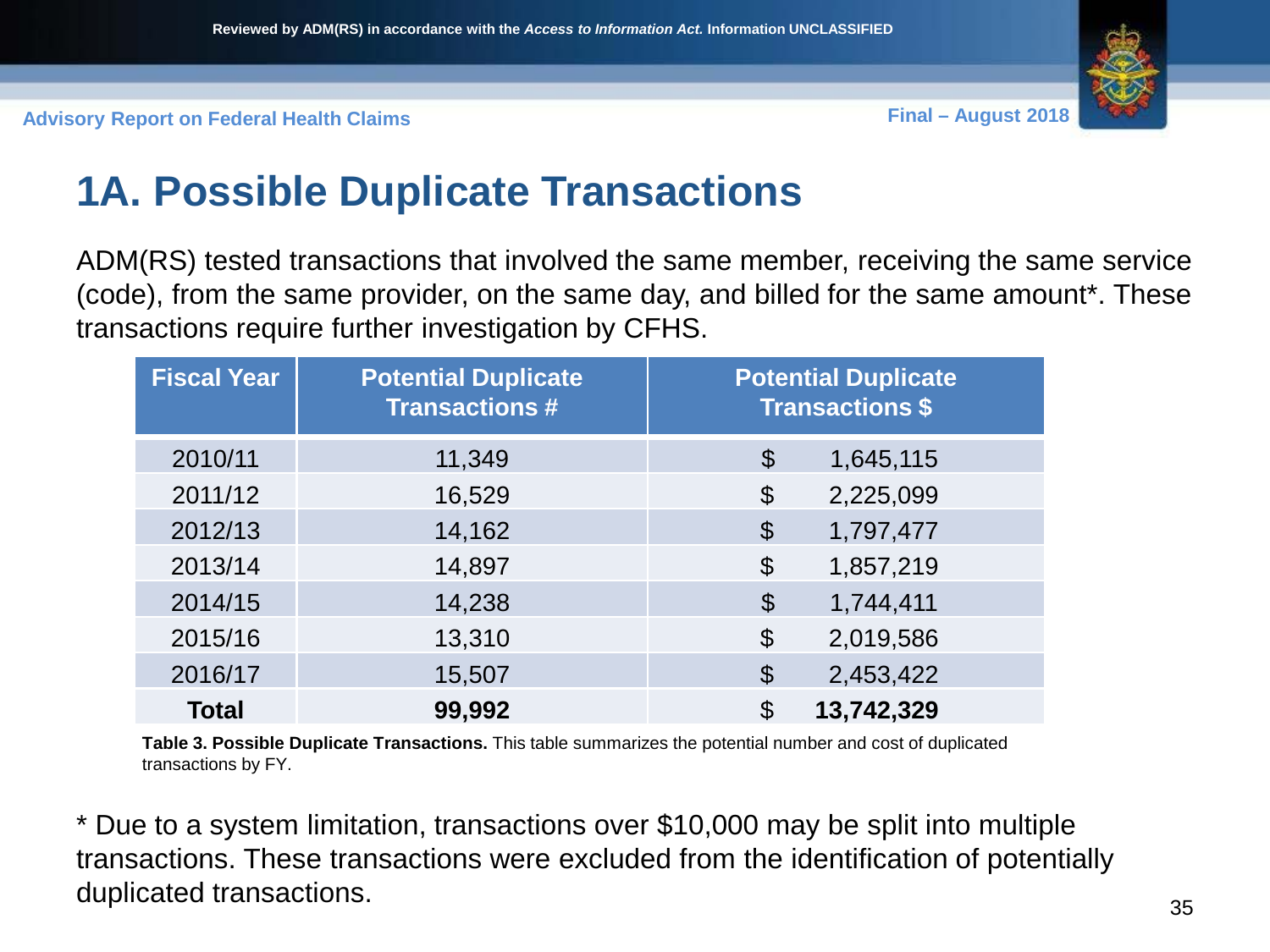# 1A. Possible Duplicate Transactions

ADM(RS) tested transactions that involved the same member, receiving the same service (code), from the same provider, on the same day, and billed for the same amount*. These transactions require further investigation by CFHS.

| Fiscal Year | Potential Duplicate Transactions # | Potential Duplicate Transactions $ |
|---|---|---|
| 2010/11 | 11,349 | $ 1,645,115 |
| 2011/12 | 16,529 | $ 2,225,099 |
| 2012/13 | 14,162 | $ 1,797,477 |
| 2013/14 | 14,897 | $ 1,857,219 |
| 2014/15 | 14,238 | $ 1,744,411 |
| 2015/16 | 13,310 | $ 2,019,586 |
| 2016/17 | 15,507 | $ 2,453,422 |
| **Total** | **99,992** | $ **13,742,329** |

**Table 3. Possible Duplicate Transactions.** This table summarizes the potential number and cost of duplicated transactions by FY.

* Due to a system limitation, transactions over $10,000 may be split into multiple transactions. These transactions were excluded from the identification of potentially duplicated transactions.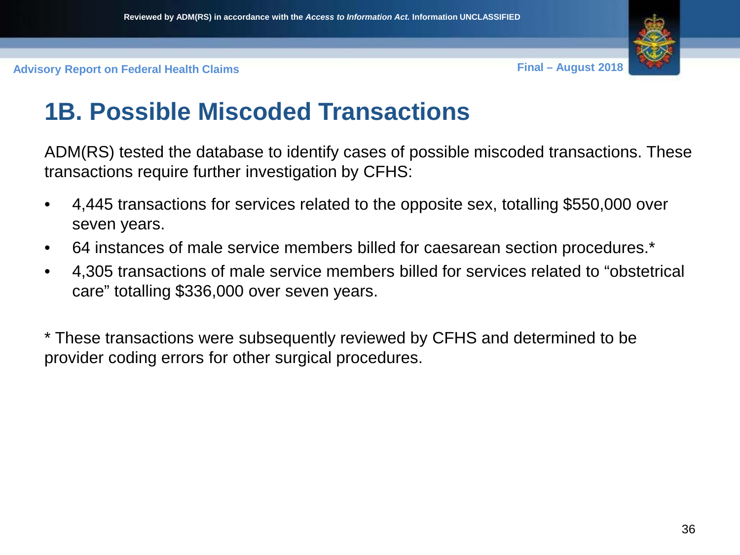# 1B. Possible Miscoded Transactions

ADM(RS) tested the database to identify cases of possible miscoded transactions. These transactions require further investigation by CFHS:

- 4,445 transactions for services related to the opposite sex, totalling $550,000 over seven years.
- 64 instances of male service members billed for caesarean section procedures.*
- 4,305 transactions of male service members billed for services related to "obstetrical care" totalling $336,000 over seven years.

* These transactions were subsequently reviewed by CFHS and determined to be provider coding errors for other surgical procedures.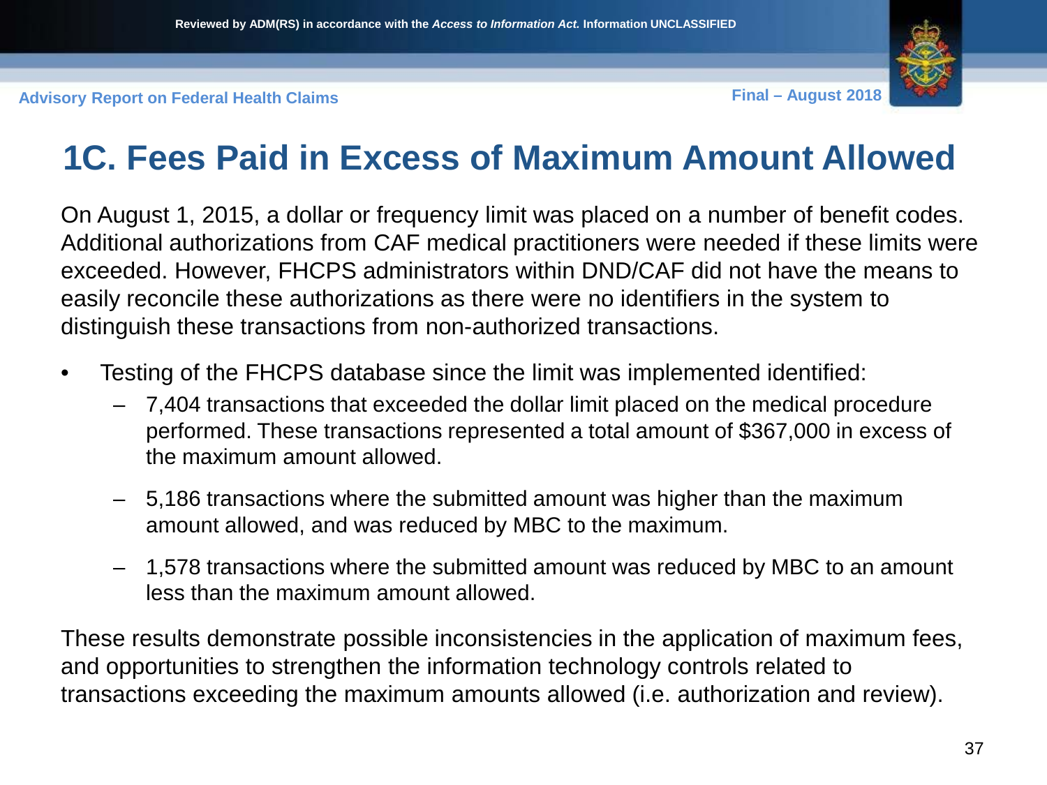# 1C. Fees Paid in Excess of Maximum Amount Allowed

On August 1, 2015, a dollar or frequency limit was placed on a number of benefit codes. Additional authorizations from CAF medical practitioners were needed if these limits were exceeded. However, FHCPS administrators within DND/CAF did not have the means to easily reconcile these authorizations as there were no identifiers in the system to distinguish these transactions from non-authorized transactions.

- Testing of the FHCPS database since the limit was implemented identified:
  - 7,404 transactions that exceeded the dollar limit placed on the medical procedure performed. These transactions represented a total amount of $367,000 in excess of the maximum amount allowed.
  - 5,186 transactions where the submitted amount was higher than the maximum amount allowed, and was reduced by MBC to the maximum.
  - 1,578 transactions where the submitted amount was reduced by MBC to an amount less than the maximum amount allowed.

These results demonstrate possible inconsistencies in the application of maximum fees, and opportunities to strengthen the information technology controls related to transactions exceeding the maximum amounts allowed (i.e. authorization and review).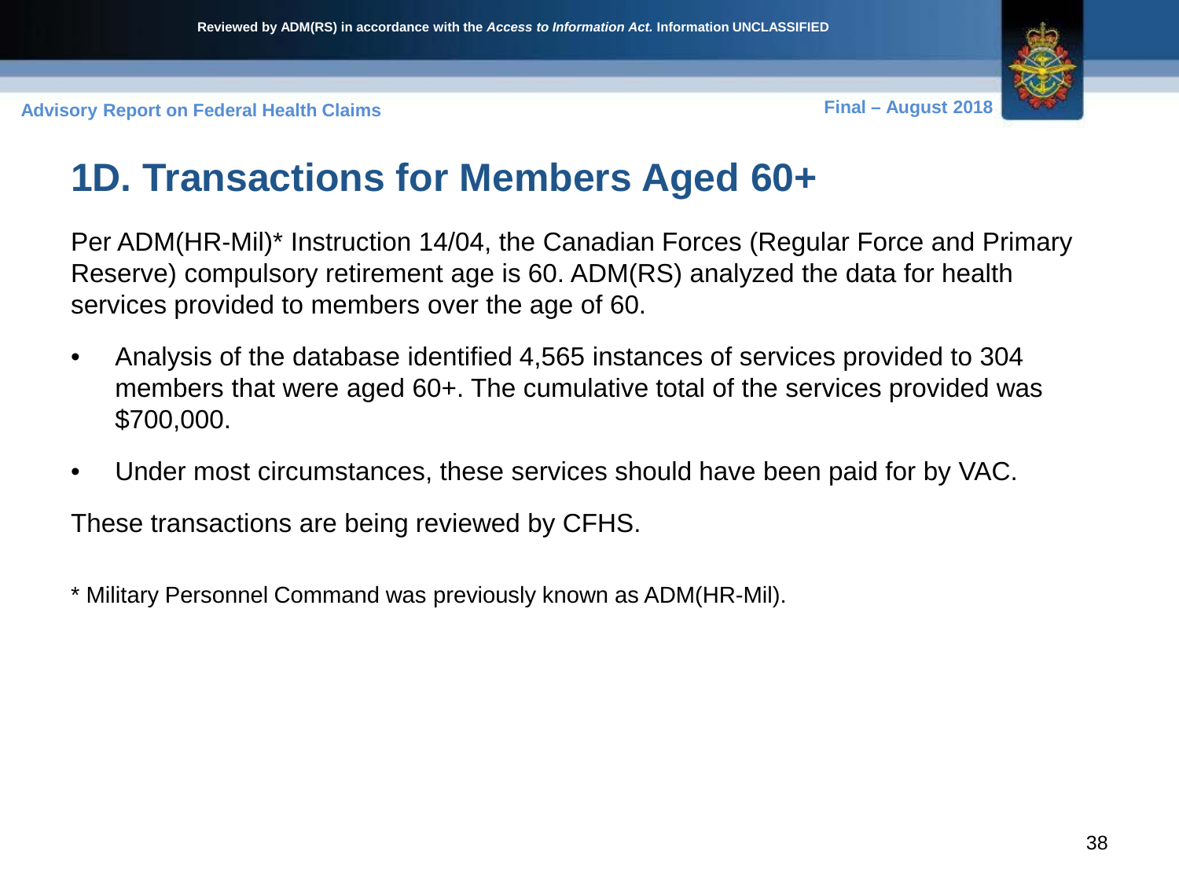# 1D. Transactions for Members Aged 60+

Per ADM(HR-Mil)* Instruction 14/04, the Canadian Forces (Regular Force and Primary Reserve) compulsory retirement age is 60. ADM(RS) analyzed the data for health services provided to members over the age of 60.

- Analysis of the database identified 4,565 instances of services provided to 304 members that were aged 60+. The cumulative total of the services provided was $700,000.
- Under most circumstances, these services should have been paid for by VAC.

These transactions are being reviewed by CFHS.

* Military Personnel Command was previously known as ADM(HR-Mil).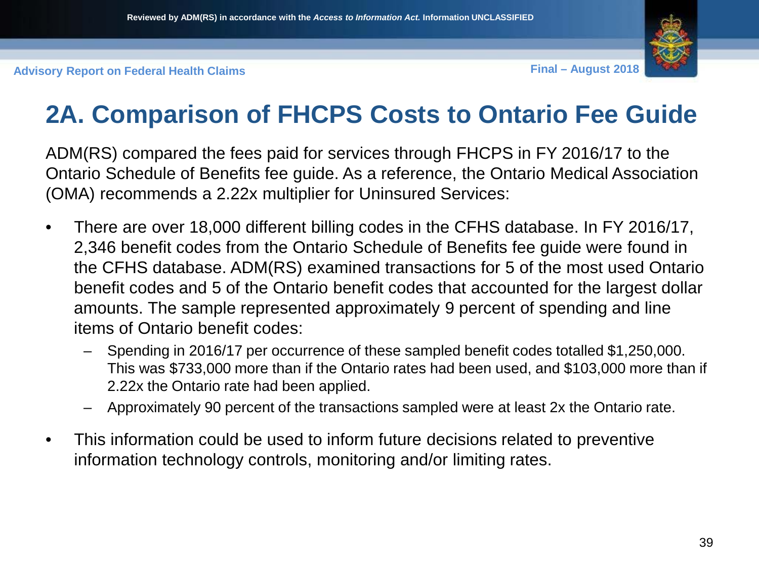# 2A. Comparison of FHCPS Costs to Ontario Fee Guide

ADM(RS) compared the fees paid for services through FHCPS in FY 2016/17 to the Ontario Schedule of Benefits fee guide. As a reference, the Ontario Medical Association (OMA) recommends a 2.22x multiplier for Uninsured Services:

- There are over 18,000 different billing codes in the CFHS database. In FY 2016/17, 2,346 benefit codes from the Ontario Schedule of Benefits fee guide were found in the CFHS database. ADM(RS) examined transactions for 5 of the most used Ontario benefit codes and 5 of the Ontario benefit codes that accounted for the largest dollar amounts. The sample represented approximately 9 percent of spending and line items of Ontario benefit codes:
  - Spending in 2016/17 per occurrence of these sampled benefit codes totalled $1,250,000. This was $733,000 more than if the Ontario rates had been used, and $103,000 more than if 2.22x the Ontario rate had been applied.
  - Approximately 90 percent of the transactions sampled were at least 2x the Ontario rate.
- This information could be used to inform future decisions related to preventive information technology controls, monitoring and/or limiting rates.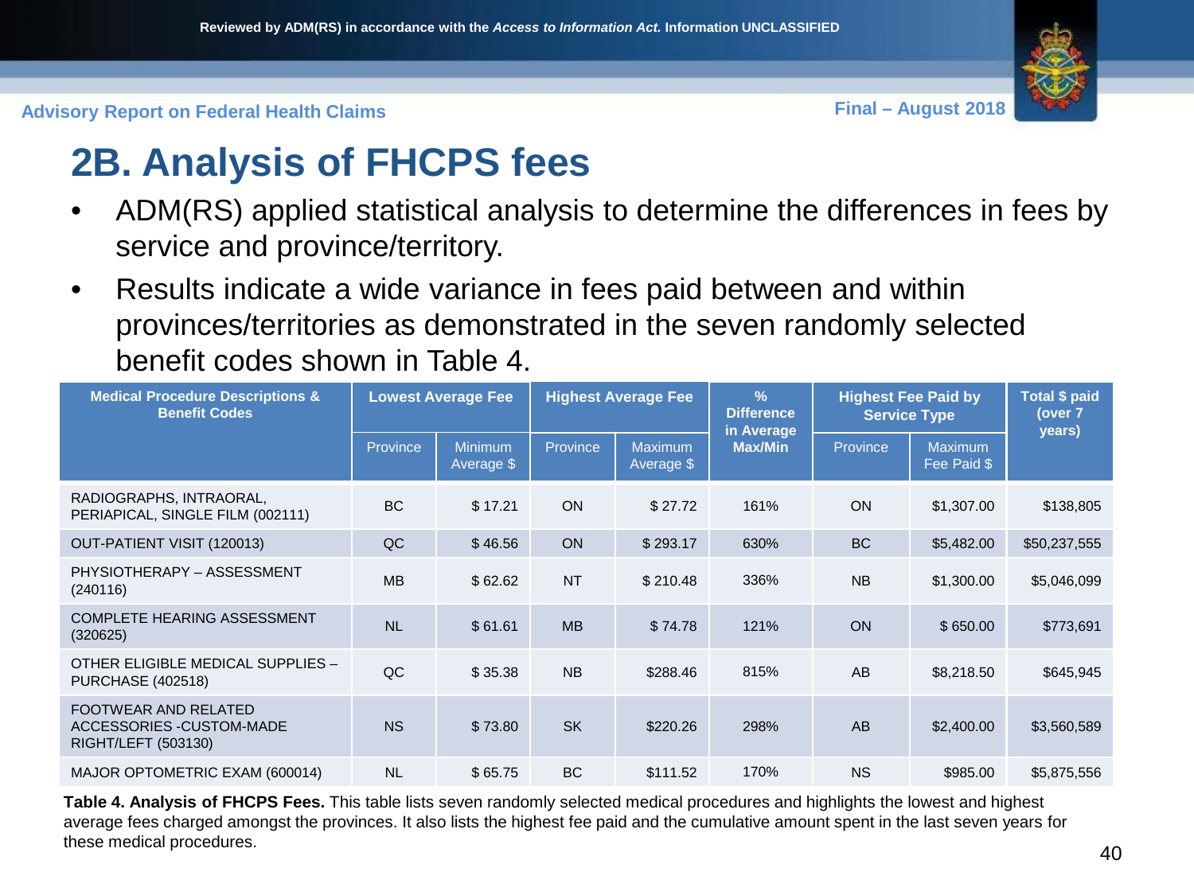## 2B. Analysis of FHCPS fees

- ADM(RS) applied statistical analysis to determine the differences in fees by service and province/territory.
- Results indicate a wide variance in fees paid between and within provinces/territories as demonstrated in the seven randomly selected benefit codes shown in Table 4.

| Medical Procedure Descriptions & Benefit Codes | Lowest Average Fee | | Highest Average Fee | | % Difference in Average Max/Min | Highest Fee Paid by Service Type | | Total $ paid (over 7 years) |
|---|---|---|---|---|---|---|---|---|
| | Province | Minimum Average $ | Province | Maximum Average $ | | Province | Maximum Fee Paid $ | |
| RADIOGRAPHS, INTRAORAL, PERIAPICAL, SINGLE FILM (002111) | BC | $ 17.21 | ON | $ 27.72 | 161% | ON | $1,307.00 | $138,805 |
| OUT-PATIENT VISIT (120013) | QC | $ 46.56 | ON | $ 293.17 | 630% | BC | $5,482.00 | $50,237,555 |
| PHYSIOTHERAPY – ASSESSMENT (240116) | MB | $ 62.62 | NT | $ 210.48 | 336% | NB | $1,300.00 | $5,046,099 |
| COMPLETE HEARING ASSESSMENT (320625) | NL | $ 61.61 | MB | $ 74.78 | 121% | ON | $ 650.00 | $773,691 |
| OTHER ELIGIBLE MEDICAL SUPPLIES – PURCHASE (402518) | QC | $ 35.38 | NB | $288.46 | 815% | AB | $8,218.50 | $645,945 |
| FOOTWEAR AND RELATED ACCESSORIES -CUSTOM-MADE RIGHT/LEFT (503130) | NS | $ 73.80 | SK | $220.26 | 298% | AB | $2,400.00 | $3,560,589 |
| MAJOR OPTOMETRIC EXAM (600014) | NL | $ 65.75 | BC | $111.52 | 170% | NS | $985.00 | $5,875,556 |

**Table 4. Analysis of FHCPS Fees.** This table lists seven randomly selected medical procedures and highlights the lowest and highest average fees charged amongst the provinces. It also lists the highest fee paid and the cumulative amount spent in the last seven years for these medical procedures.